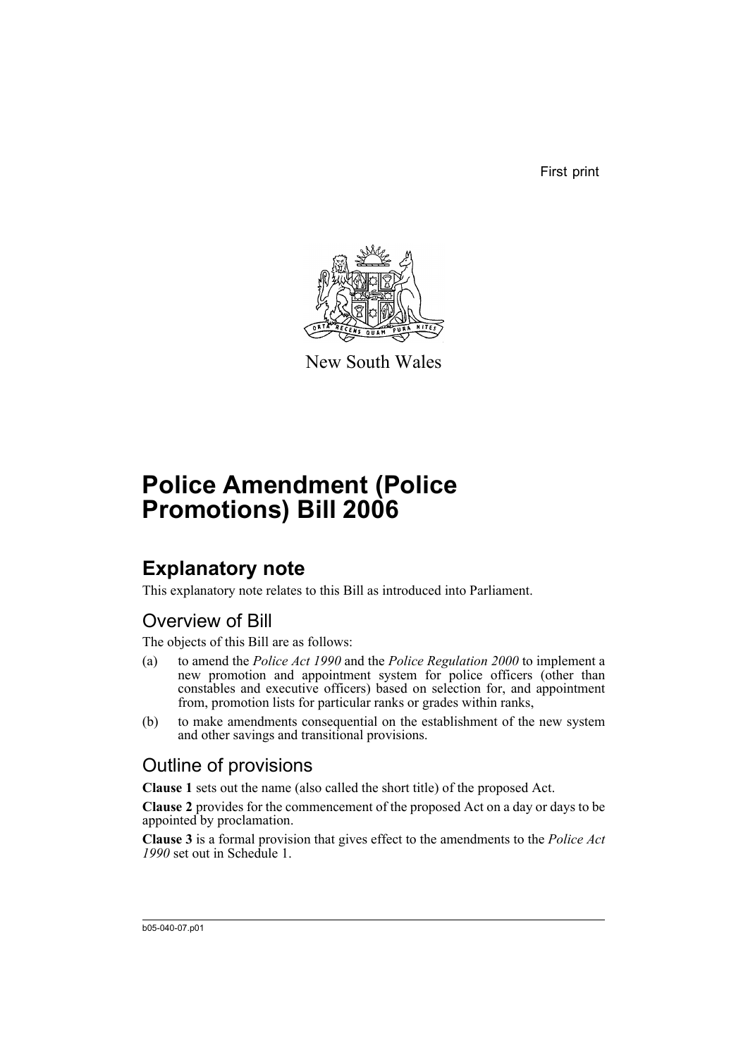First print

New South Wales

# Police Amendment (Police Promotions) Bill 2006

## Explanatory note

This explanatory note relates to this Bill as introduced into Parliament.

### Overview of Bill

The objects of this Bill are as follows:

(a) to amend the *Police Act 1990* and the *Police Regulation 2000* to implement a new promotion and appointment system for police officers (other than constables and executive officers) based on selection for, and appointment from, promotion lists for particular ranks or grades within ranks,

(b) to make amendments consequential on the establishment of the new system and other savings and transitional provisions.

### Outline of provisions

**Clause 1** sets out the name (also called the short title) of the proposed Act.

**Clause 2** provides for the commencement of the proposed Act on a day or days to be appointed by proclamation.

**Clause 3** is a formal provision that gives effect to the amendments to the *Police Act 1990* set out in Schedule 1.

b05-040-07.p01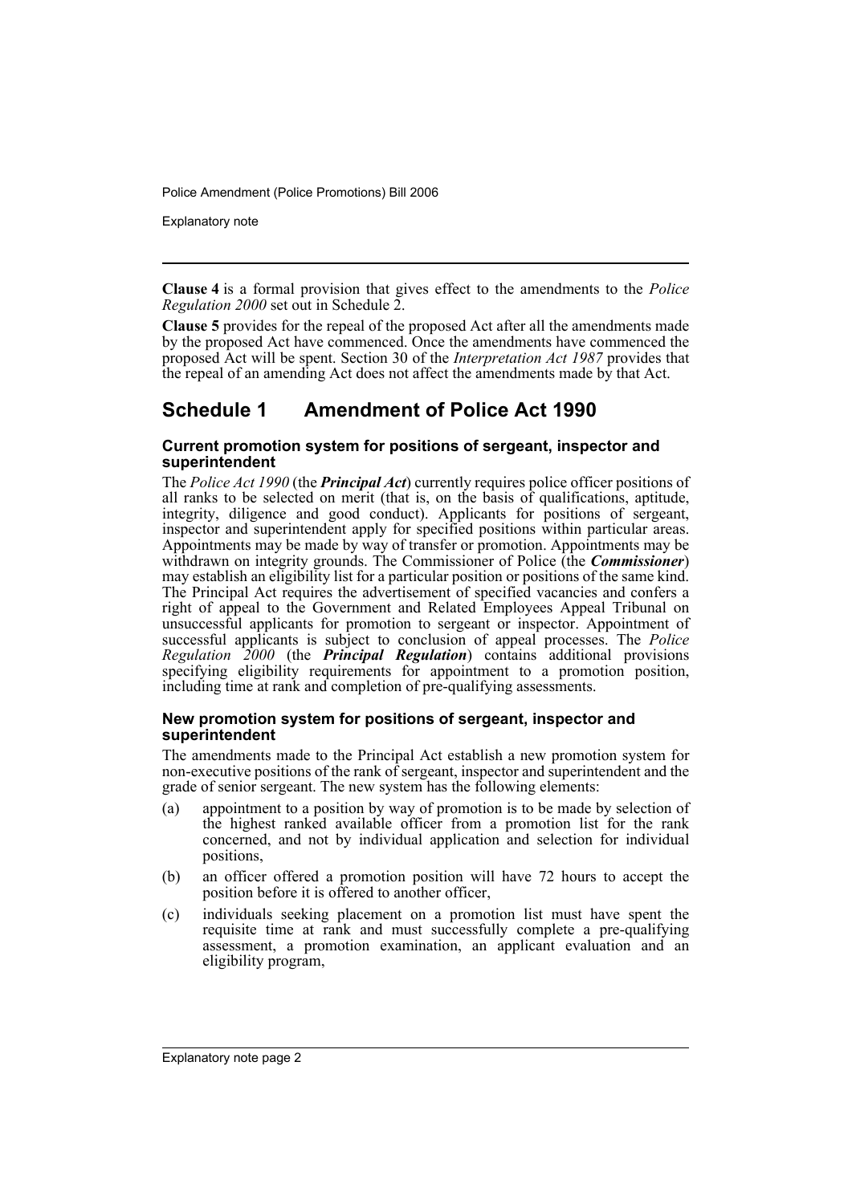**Clause 4** is a formal provision that gives effect to the amendments to the *Police Regulation 2000* set out in Schedule 2.

**Clause 5** provides for the repeal of the proposed Act after all the amendments made by the proposed Act have commenced. Once the amendments have commenced the proposed Act will be spent. Section 30 of the *Interpretation Act 1987* provides that the repeal of an amending Act does not affect the amendments made by that Act.

## Schedule 1 Amendment of Police Act 1990

### Current promotion system for positions of sergeant, inspector and superintendent

The *Police Act 1990* (the ***Principal Act***) currently requires police officer positions of all ranks to be selected on merit (that is, on the basis of qualifications, aptitude, integrity, diligence and good conduct). Applicants for positions of sergeant, inspector and superintendent apply for specified positions within particular areas. Appointments may be made by way of transfer or promotion. Appointments may be withdrawn on integrity grounds. The Commissioner of Police (the ***Commissioner***) may establish an eligibility list for a particular position or positions of the same kind. The Principal Act requires the advertisement of specified vacancies and confers a right of appeal to the Government and Related Employees Appeal Tribunal on unsuccessful applicants for promotion to sergeant or inspector. Appointment of successful applicants is subject to conclusion of appeal processes. The *Police Regulation 2000* (the ***Principal Regulation***) contains additional provisions specifying eligibility requirements for appointment to a promotion position, including time at rank and completion of pre-qualifying assessments.

### New promotion system for positions of sergeant, inspector and superintendent

The amendments made to the Principal Act establish a new promotion system for non-executive positions of the rank of sergeant, inspector and superintendent and the grade of senior sergeant. The new system has the following elements:

(a) appointment to a position by way of promotion is to be made by selection of the highest ranked available officer from a promotion list for the rank concerned, and not by individual application and selection for individual positions,

(b) an officer offered a promotion position will have 72 hours to accept the position before it is offered to another officer,

(c) individuals seeking placement on a promotion list must have spent the requisite time at rank and must successfully complete a pre-qualifying assessment, a promotion examination, an applicant evaluation and an eligibility program,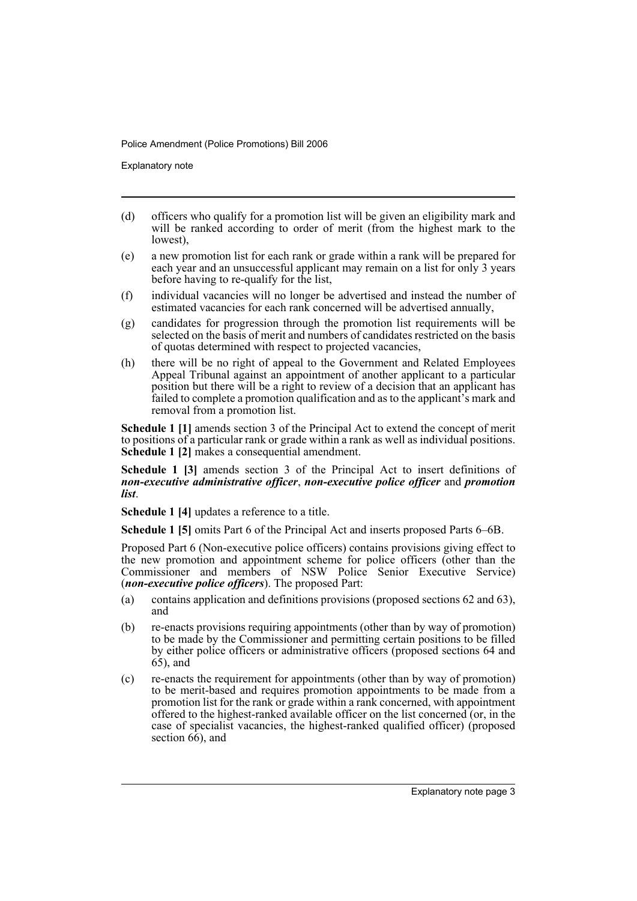- (d) officers who qualify for a promotion list will be given an eligibility mark and will be ranked according to order of merit (from the highest mark to the lowest),
- (e) a new promotion list for each rank or grade within a rank will be prepared for each year and an unsuccessful applicant may remain on a list for only 3 years before having to re-qualify for the list,
- (f) individual vacancies will no longer be advertised and instead the number of estimated vacancies for each rank concerned will be advertised annually,
- (g) candidates for progression through the promotion list requirements will be selected on the basis of merit and numbers of candidates restricted on the basis of quotas determined with respect to projected vacancies,
- (h) there will be no right of appeal to the Government and Related Employees Appeal Tribunal against an appointment of another applicant to a particular position but there will be a right to review of a decision that an applicant has failed to complete a promotion qualification and as to the applicant's mark and removal from a promotion list.

**Schedule 1 [1]** amends section 3 of the Principal Act to extend the concept of merit to positions of a particular rank or grade within a rank as well as individual positions. **Schedule 1 [2]** makes a consequential amendment.

**Schedule 1 [3]** amends section 3 of the Principal Act to insert definitions of ***non-executive administrative officer***, ***non-executive police officer*** and ***promotion list***.

**Schedule 1 [4]** updates a reference to a title.

**Schedule 1 [5]** omits Part 6 of the Principal Act and inserts proposed Parts 6–6B.

Proposed Part 6 (Non-executive police officers) contains provisions giving effect to the new promotion and appointment scheme for police officers (other than the Commissioner and members of NSW Police Senior Executive Service) (***non-executive police officers***). The proposed Part:

- (a) contains application and definitions provisions (proposed sections 62 and 63), and
- (b) re-enacts provisions requiring appointments (other than by way of promotion) to be made by the Commissioner and permitting certain positions to be filled by either police officers or administrative officers (proposed sections 64 and 65), and
- (c) re-enacts the requirement for appointments (other than by way of promotion) to be merit-based and requires promotion appointments to be made from a promotion list for the rank or grade within a rank concerned, with appointment offered to the highest-ranked available officer on the list concerned (or, in the case of specialist vacancies, the highest-ranked qualified officer) (proposed section 66), and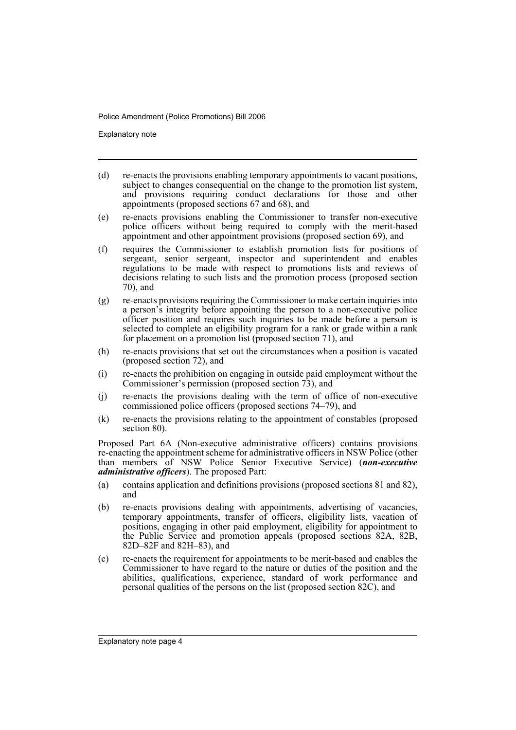(d) re-enacts the provisions enabling temporary appointments to vacant positions, subject to changes consequential on the change to the promotion list system, and provisions requiring conduct declarations for those and other appointments (proposed sections 67 and 68), and

(e) re-enacts provisions enabling the Commissioner to transfer non-executive police officers without being required to comply with the merit-based appointment and other appointment provisions (proposed section 69), and

(f) requires the Commissioner to establish promotion lists for positions of sergeant, senior sergeant, inspector and superintendent and enables regulations to be made with respect to promotions lists and reviews of decisions relating to such lists and the promotion process (proposed section 70), and

(g) re-enacts provisions requiring the Commissioner to make certain inquiries into a person's integrity before appointing the person to a non-executive police officer position and requires such inquiries to be made before a person is selected to complete an eligibility program for a rank or grade within a rank for placement on a promotion list (proposed section 71), and

(h) re-enacts provisions that set out the circumstances when a position is vacated (proposed section 72), and

(i) re-enacts the prohibition on engaging in outside paid employment without the Commissioner's permission (proposed section 73), and

(j) re-enacts the provisions dealing with the term of office of non-executive commissioned police officers (proposed sections 74–79), and

(k) re-enacts the provisions relating to the appointment of constables (proposed section 80).

Proposed Part 6A (Non-executive administrative officers) contains provisions re-enacting the appointment scheme for administrative officers in NSW Police (other than members of NSW Police Senior Executive Service) (***non-executive administrative officers***). The proposed Part:

(a) contains application and definitions provisions (proposed sections 81 and 82), and

(b) re-enacts provisions dealing with appointments, advertising of vacancies, temporary appointments, transfer of officers, eligibility lists, vacation of positions, engaging in other paid employment, eligibility for appointment to the Public Service and promotion appeals (proposed sections 82A, 82B, 82D–82F and 82H–83), and

(c) re-enacts the requirement for appointments to be merit-based and enables the Commissioner to have regard to the nature or duties of the position and the abilities, qualifications, experience, standard of work performance and personal qualities of the persons on the list (proposed section 82C), and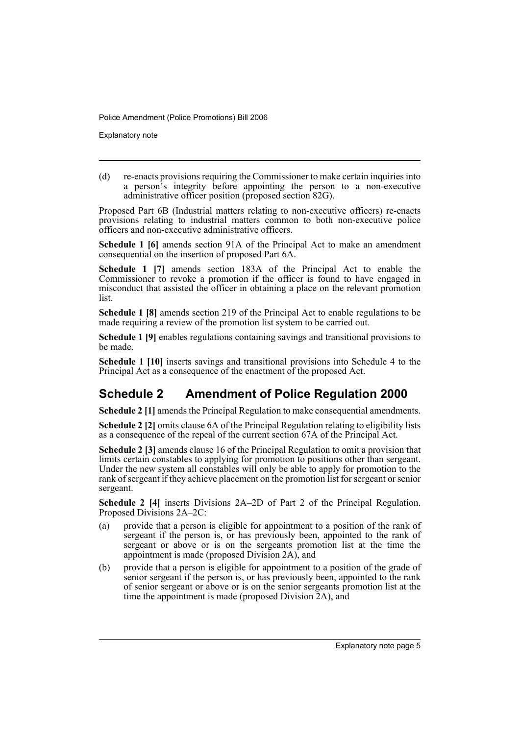(d) re-enacts provisions requiring the Commissioner to make certain inquiries into a person's integrity before appointing the person to a non-executive administrative officer position (proposed section 82G).

Proposed Part 6B (Industrial matters relating to non-executive officers) re-enacts provisions relating to industrial matters common to both non-executive police officers and non-executive administrative officers.

**Schedule 1 [6]** amends section 91A of the Principal Act to make an amendment consequential on the insertion of proposed Part 6A.

**Schedule 1 [7]** amends section 183A of the Principal Act to enable the Commissioner to revoke a promotion if the officer is found to have engaged in misconduct that assisted the officer in obtaining a place on the relevant promotion list.

**Schedule 1 [8]** amends section 219 of the Principal Act to enable regulations to be made requiring a review of the promotion list system to be carried out.

**Schedule 1 [9]** enables regulations containing savings and transitional provisions to be made.

**Schedule 1 [10]** inserts savings and transitional provisions into Schedule 4 to the Principal Act as a consequence of the enactment of the proposed Act.

## Schedule 2 Amendment of Police Regulation 2000

**Schedule 2 [1]** amends the Principal Regulation to make consequential amendments.

**Schedule 2 [2]** omits clause 6A of the Principal Regulation relating to eligibility lists as a consequence of the repeal of the current section 67A of the Principal Act.

**Schedule 2 [3]** amends clause 16 of the Principal Regulation to omit a provision that limits certain constables to applying for promotion to positions other than sergeant. Under the new system all constables will only be able to apply for promotion to the rank of sergeant if they achieve placement on the promotion list for sergeant or senior sergeant.

**Schedule 2 [4]** inserts Divisions 2A–2D of Part 2 of the Principal Regulation. Proposed Divisions 2A–2C:

(a) provide that a person is eligible for appointment to a position of the rank of sergeant if the person is, or has previously been, appointed to the rank of sergeant or above or is on the sergeants promotion list at the time the appointment is made (proposed Division 2A), and

(b) provide that a person is eligible for appointment to a position of the grade of senior sergeant if the person is, or has previously been, appointed to the rank of senior sergeant or above or is on the senior sergeants promotion list at the time the appointment is made (proposed Division 2A), and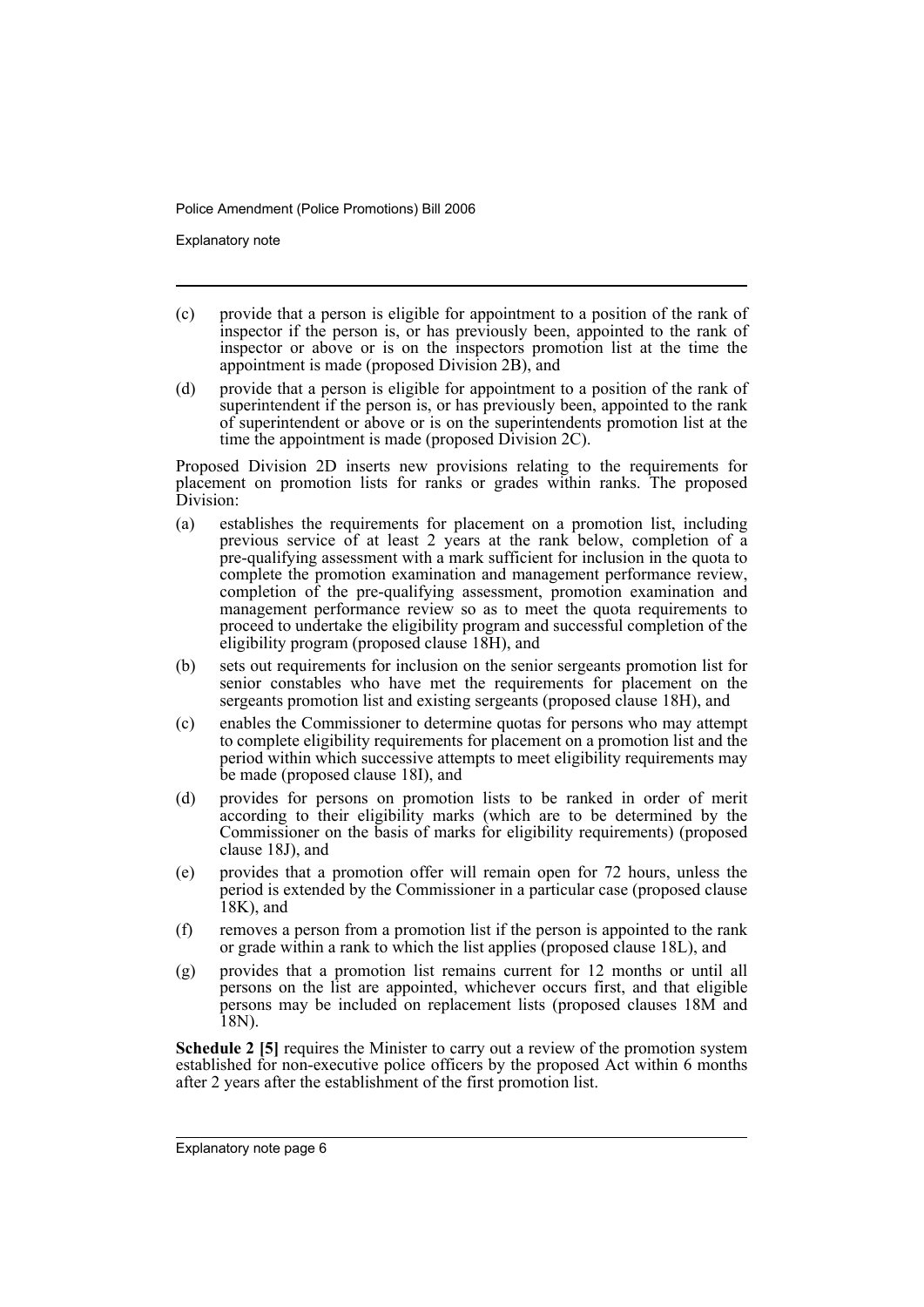(c) provide that a person is eligible for appointment to a position of the rank of inspector if the person is, or has previously been, appointed to the rank of inspector or above or is on the inspectors promotion list at the time the appointment is made (proposed Division 2B), and

(d) provide that a person is eligible for appointment to a position of the rank of superintendent if the person is, or has previously been, appointed to the rank of superintendent or above or is on the superintendents promotion list at the time the appointment is made (proposed Division 2C).

Proposed Division 2D inserts new provisions relating to the requirements for placement on promotion lists for ranks or grades within ranks. The proposed Division:

(a) establishes the requirements for placement on a promotion list, including previous service of at least 2 years at the rank below, completion of a pre-qualifying assessment with a mark sufficient for inclusion in the quota to complete the promotion examination and management performance review, completion of the pre-qualifying assessment, promotion examination and management performance review so as to meet the quota requirements to proceed to undertake the eligibility program and successful completion of the eligibility program (proposed clause 18H), and

(b) sets out requirements for inclusion on the senior sergeants promotion list for senior constables who have met the requirements for placement on the sergeants promotion list and existing sergeants (proposed clause 18H), and

(c) enables the Commissioner to determine quotas for persons who may attempt to complete eligibility requirements for placement on a promotion list and the period within which successive attempts to meet eligibility requirements may be made (proposed clause 18I), and

(d) provides for persons on promotion lists to be ranked in order of merit according to their eligibility marks (which are to be determined by the Commissioner on the basis of marks for eligibility requirements) (proposed clause 18J), and

(e) provides that a promotion offer will remain open for 72 hours, unless the period is extended by the Commissioner in a particular case (proposed clause 18K), and

(f) removes a person from a promotion list if the person is appointed to the rank or grade within a rank to which the list applies (proposed clause 18L), and

(g) provides that a promotion list remains current for 12 months or until all persons on the list are appointed, whichever occurs first, and that eligible persons may be included on replacement lists (proposed clauses 18M and 18N).

**Schedule 2 [5]** requires the Minister to carry out a review of the promotion system established for non-executive police officers by the proposed Act within 6 months after 2 years after the establishment of the first promotion list.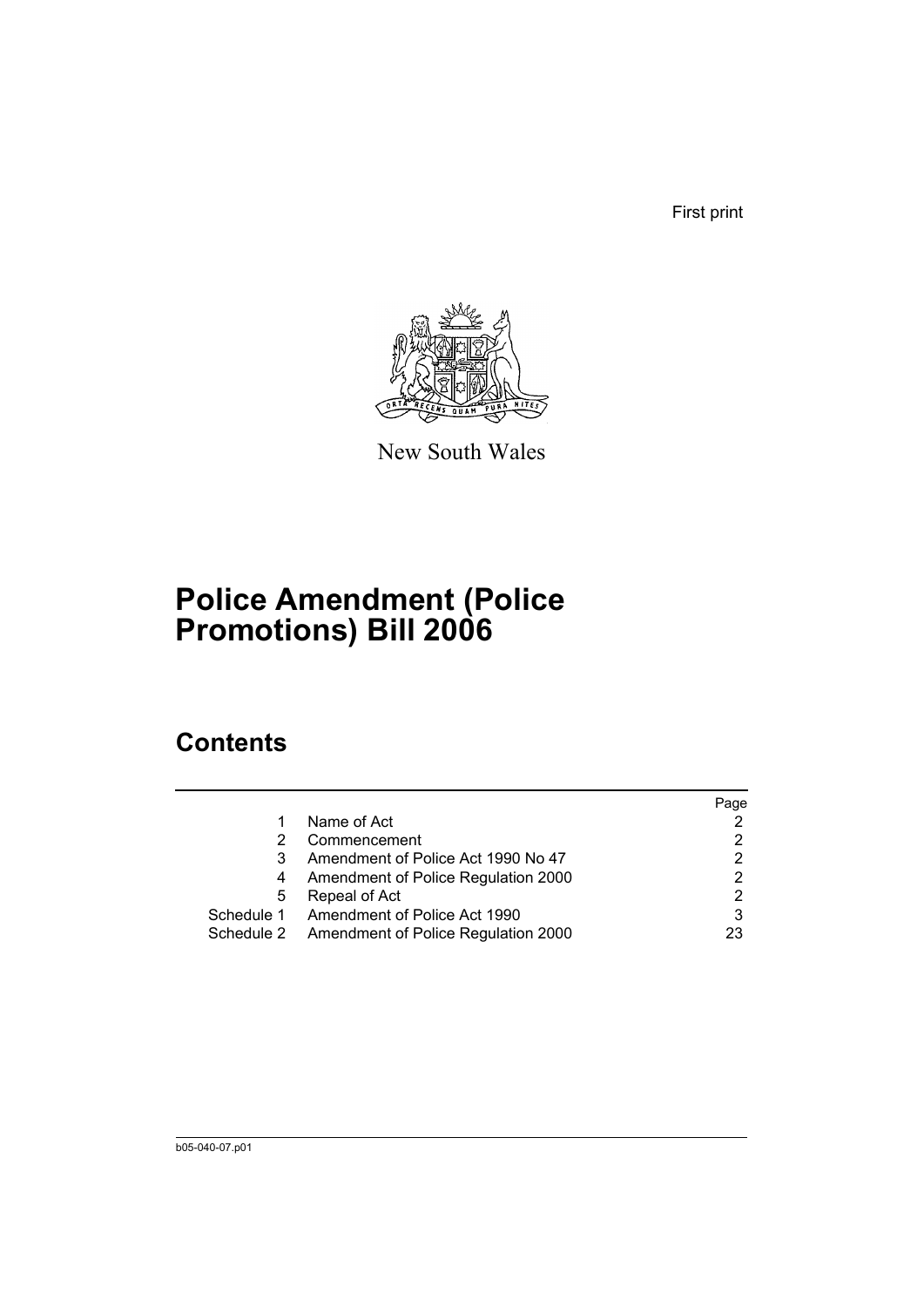First print

New South Wales

# Police Amendment (Police Promotions) Bill 2006

## Contents

| | | Page |
|---|---|---|
| 1 | Name of Act | 2 |
| 2 | Commencement | 2 |
| 3 | Amendment of Police Act 1990 No 47 | 2 |
| 4 | Amendment of Police Regulation 2000 | 2 |
| 5 | Repeal of Act | 2 |
| Schedule 1 | Amendment of Police Act 1990 | 3 |
| Schedule 2 | Amendment of Police Regulation 2000 | 23 |

b05-040-07.p01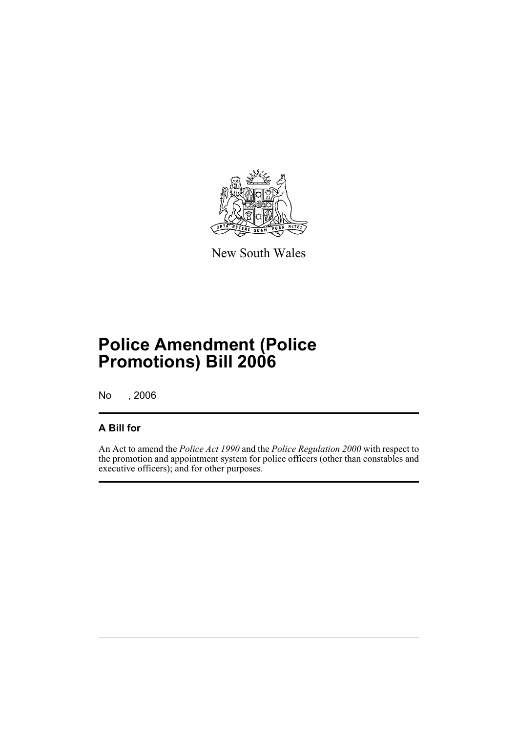New South Wales

# Police Amendment (Police Promotions) Bill 2006

No , 2006

## A Bill for

An Act to amend the *Police Act 1990* and the *Police Regulation 2000* with respect to the promotion and appointment system for police officers (other than constables and executive officers); and for other purposes.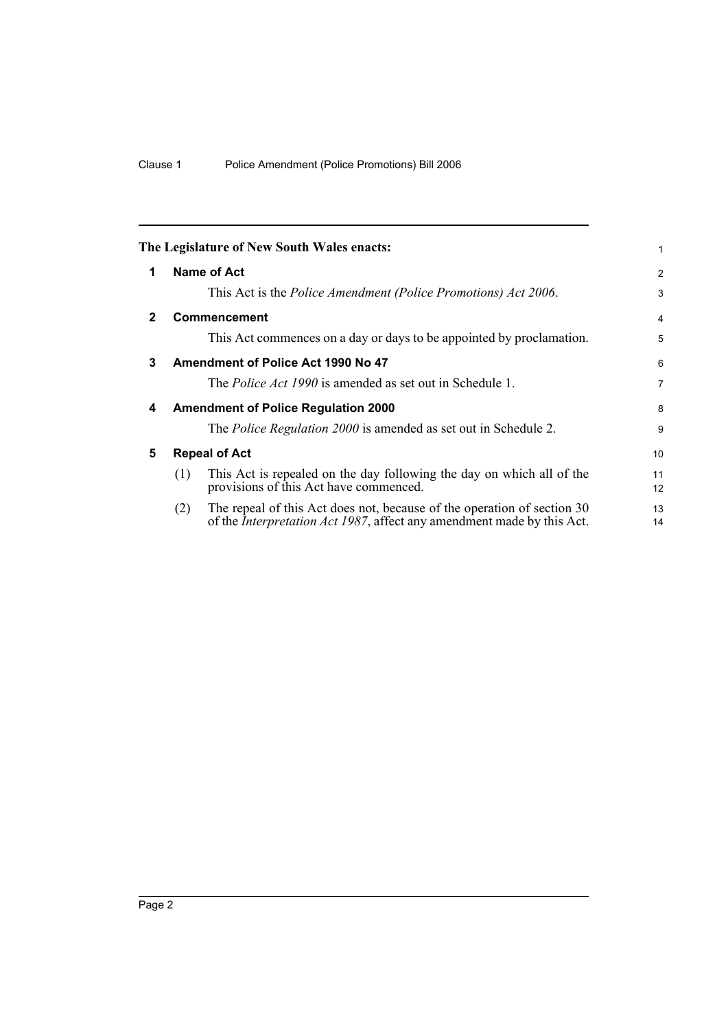**The Legislature of New South Wales enacts:**

## 1 Name of Act

This Act is the *Police Amendment (Police Promotions) Act 2006*.

## 2 Commencement

This Act commences on a day or days to be appointed by proclamation.

## 3 Amendment of Police Act 1990 No 47

The *Police Act 1990* is amended as set out in Schedule 1.

## 4 Amendment of Police Regulation 2000

The *Police Regulation 2000* is amended as set out in Schedule 2.

## 5 Repeal of Act

(1) This Act is repealed on the day following the day on which all of the provisions of this Act have commenced.

(2) The repeal of this Act does not, because of the operation of section 30 of the *Interpretation Act 1987*, affect any amendment made by this Act.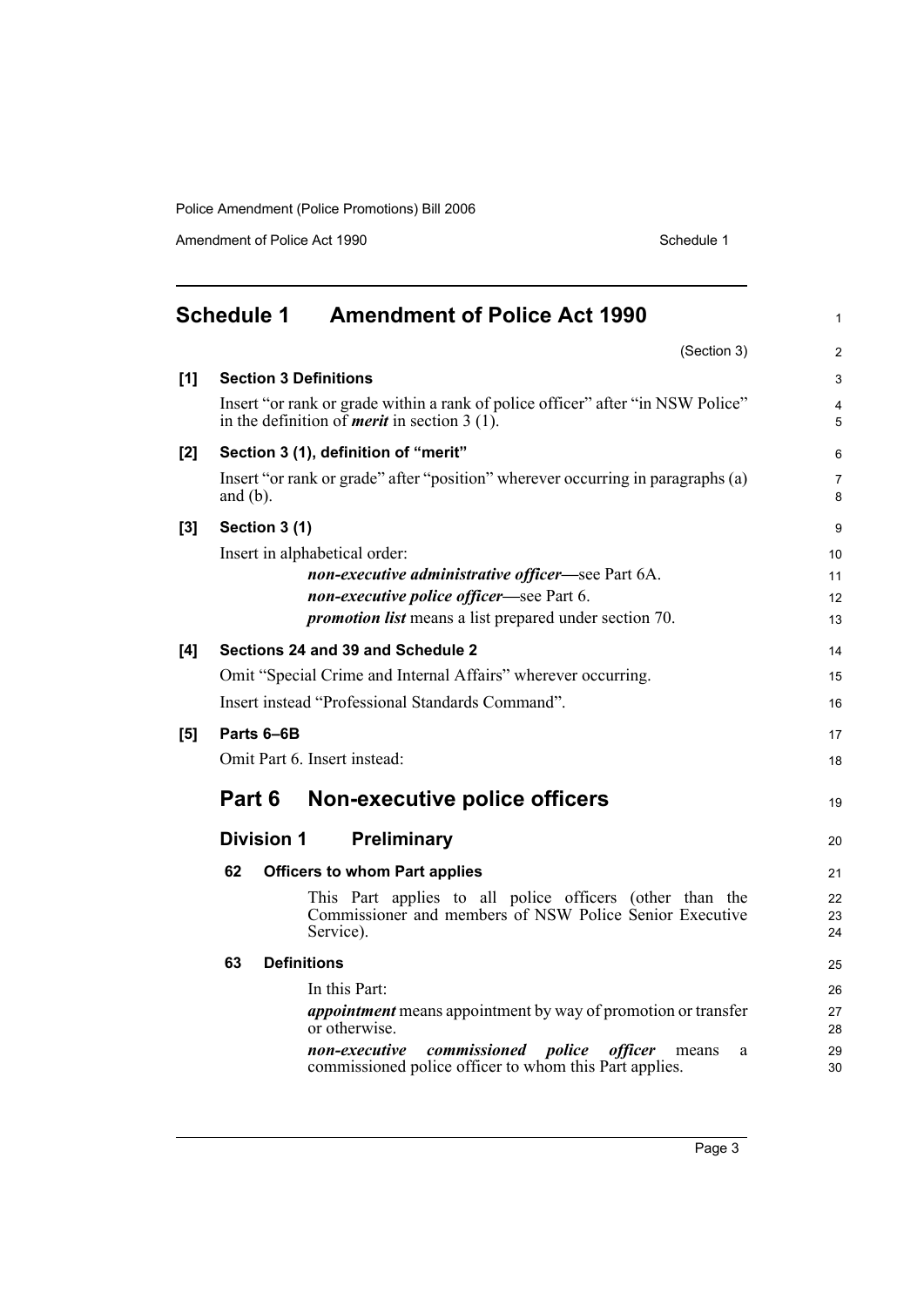## Schedule 1 Amendment of Police Act 1990

(Section 3)

**[1] Section 3 Definitions**

Insert "or rank or grade within a rank of police officer" after "in NSW Police" in the definition of ***merit*** in section 3 (1).

**[2] Section 3 (1), definition of "merit"**

Insert "or rank or grade" after "position" wherever occurring in paragraphs (a) and (b).

**[3] Section 3 (1)**

Insert in alphabetical order:

***non-executive administrative officer***—see Part 6A.

***non-executive police officer***—see Part 6.

***promotion list*** means a list prepared under section 70.

**[4] Sections 24 and 39 and Schedule 2**

Omit "Special Crime and Internal Affairs" wherever occurring.

Insert instead "Professional Standards Command".

**[5] Parts 6–6B**

Omit Part 6. Insert instead:

# Part 6 Non-executive police officers

## Division 1 Preliminary

**62 Officers to whom Part applies**

This Part applies to all police officers (other than the Commissioner and members of NSW Police Senior Executive Service).

**63 Definitions**

In this Part:

***appointment*** means appointment by way of promotion or transfer or otherwise.

***non-executive commissioned police officer*** means a commissioned police officer to whom this Part applies.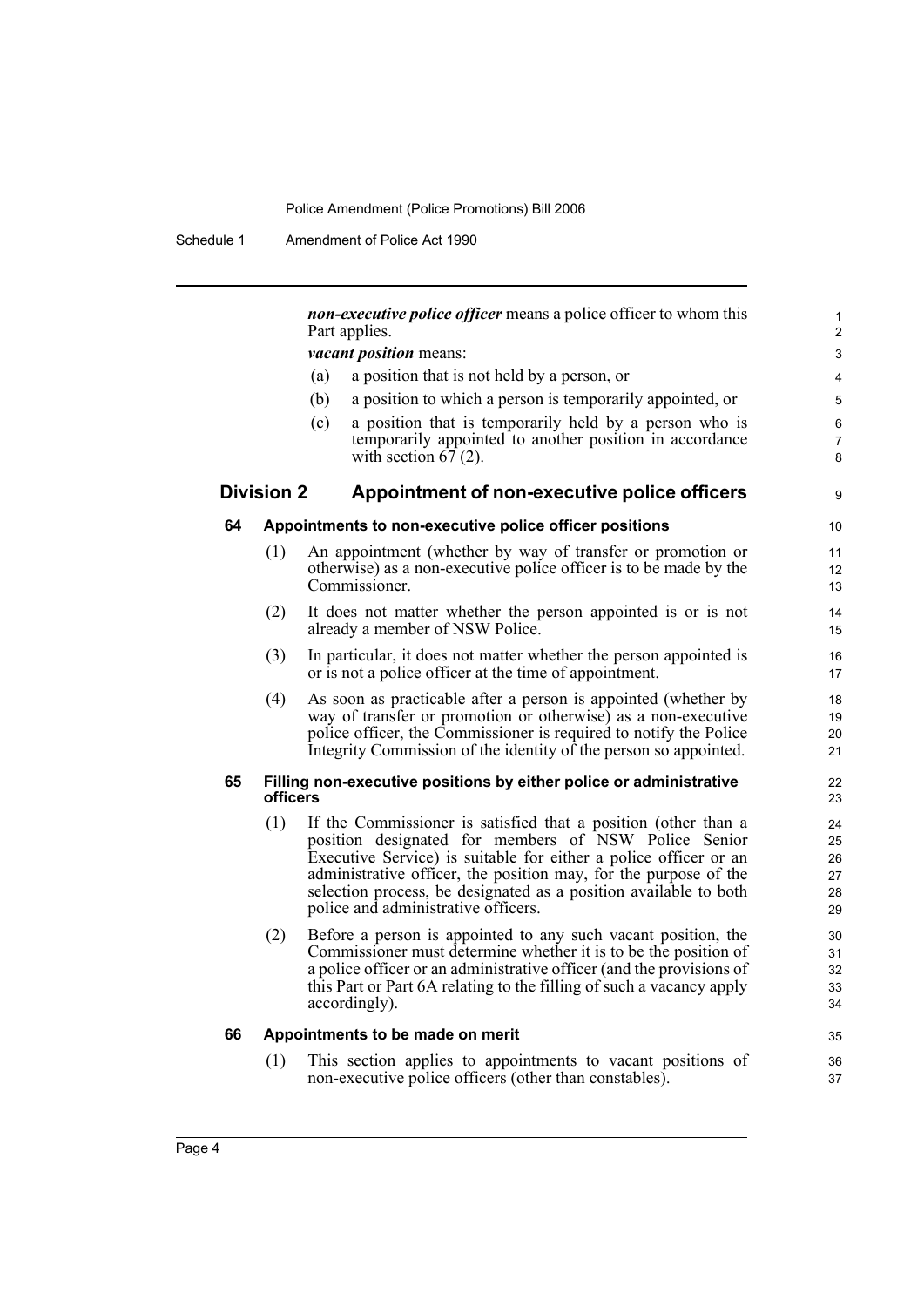***non-executive police officer*** means a police officer to whom this Part applies.

***vacant position*** means:

(a) a position that is not held by a person, or

(b) a position to which a person is temporarily appointed, or

(c) a position that is temporarily held by a person who is temporarily appointed to another position in accordance with section 67 (2).

## Division 2 Appointment of non-executive police officers

### 64 Appointments to non-executive police officer positions

(1) An appointment (whether by way of transfer or promotion or otherwise) as a non-executive police officer is to be made by the Commissioner.

(2) It does not matter whether the person appointed is or is not already a member of NSW Police.

(3) In particular, it does not matter whether the person appointed is or is not a police officer at the time of appointment.

(4) As soon as practicable after a person is appointed (whether by way of transfer or promotion or otherwise) as a non-executive police officer, the Commissioner is required to notify the Police Integrity Commission of the identity of the person so appointed.

### 65 Filling non-executive positions by either police or administrative officers

(1) If the Commissioner is satisfied that a position (other than a position designated for members of NSW Police Senior Executive Service) is suitable for either a police officer or an administrative officer, the position may, for the purpose of the selection process, be designated as a position available to both police and administrative officers.

(2) Before a person is appointed to any such vacant position, the Commissioner must determine whether it is to be the position of a police officer or an administrative officer (and the provisions of this Part or Part 6A relating to the filling of such a vacancy apply accordingly).

### 66 Appointments to be made on merit

(1) This section applies to appointments to vacant positions of non-executive police officers (other than constables).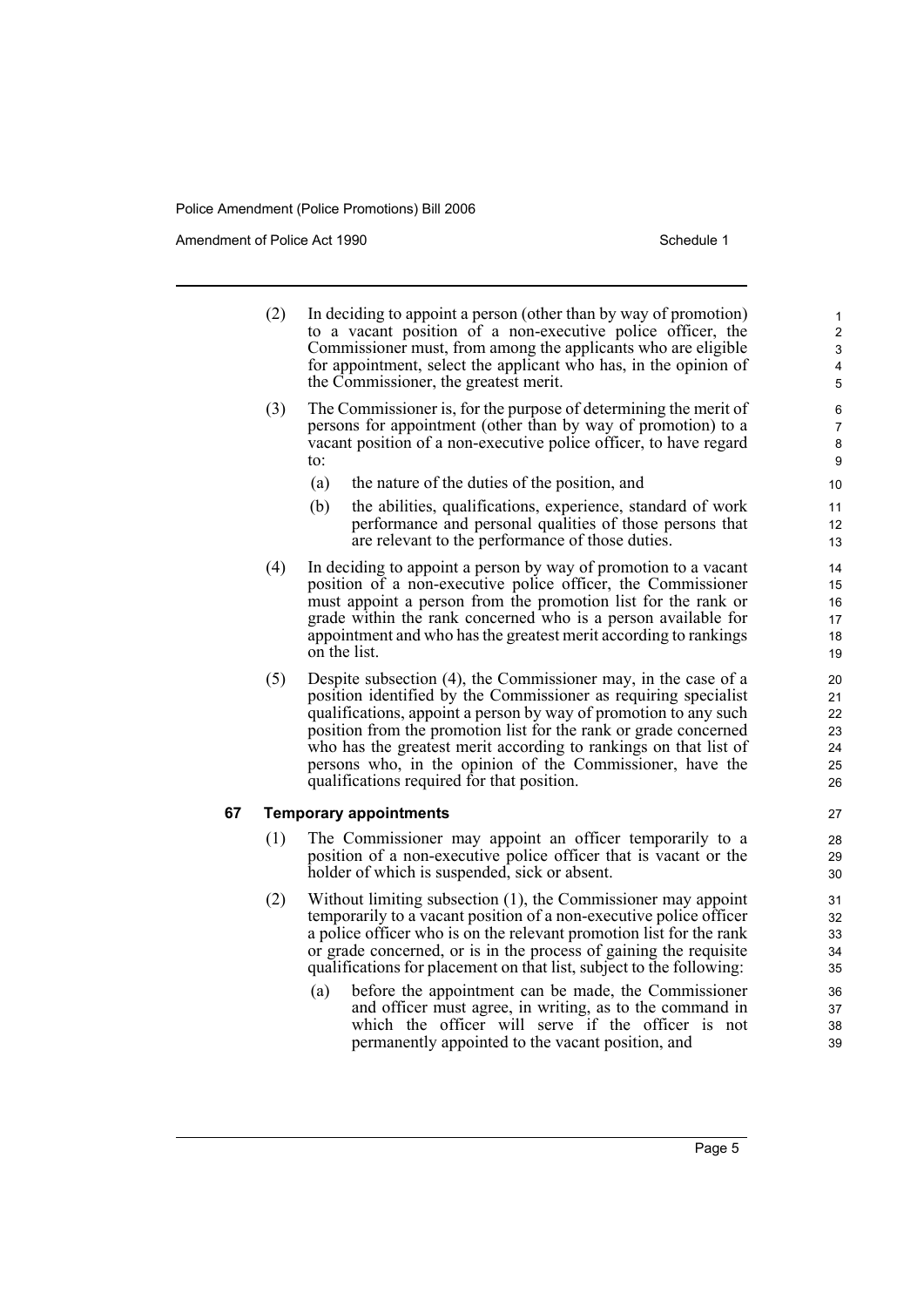(2) In deciding to appoint a person (other than by way of promotion) to a vacant position of a non-executive police officer, the Commissioner must, from among the applicants who are eligible for appointment, select the applicant who has, in the opinion of the Commissioner, the greatest merit.

(3) The Commissioner is, for the purpose of determining the merit of persons for appointment (other than by way of promotion) to a vacant position of a non-executive police officer, to have regard to:

- (a) the nature of the duties of the position, and
- (b) the abilities, qualifications, experience, standard of work performance and personal qualities of those persons that are relevant to the performance of those duties.

(4) In deciding to appoint a person by way of promotion to a vacant position of a non-executive police officer, the Commissioner must appoint a person from the promotion list for the rank or grade within the rank concerned who is a person available for appointment and who has the greatest merit according to rankings on the list.

(5) Despite subsection (4), the Commissioner may, in the case of a position identified by the Commissioner as requiring specialist qualifications, appoint a person by way of promotion to any such position from the promotion list for the rank or grade concerned who has the greatest merit according to rankings on that list of persons who, in the opinion of the Commissioner, have the qualifications required for that position.

### 67 Temporary appointments

(1) The Commissioner may appoint an officer temporarily to a position of a non-executive police officer that is vacant or the holder of which is suspended, sick or absent.

(2) Without limiting subsection (1), the Commissioner may appoint temporarily to a vacant position of a non-executive police officer a police officer who is on the relevant promotion list for the rank or grade concerned, or is in the process of gaining the requisite qualifications for placement on that list, subject to the following:

- (a) before the appointment can be made, the Commissioner and officer must agree, in writing, as to the command in which the officer will serve if the officer is not permanently appointed to the vacant position, and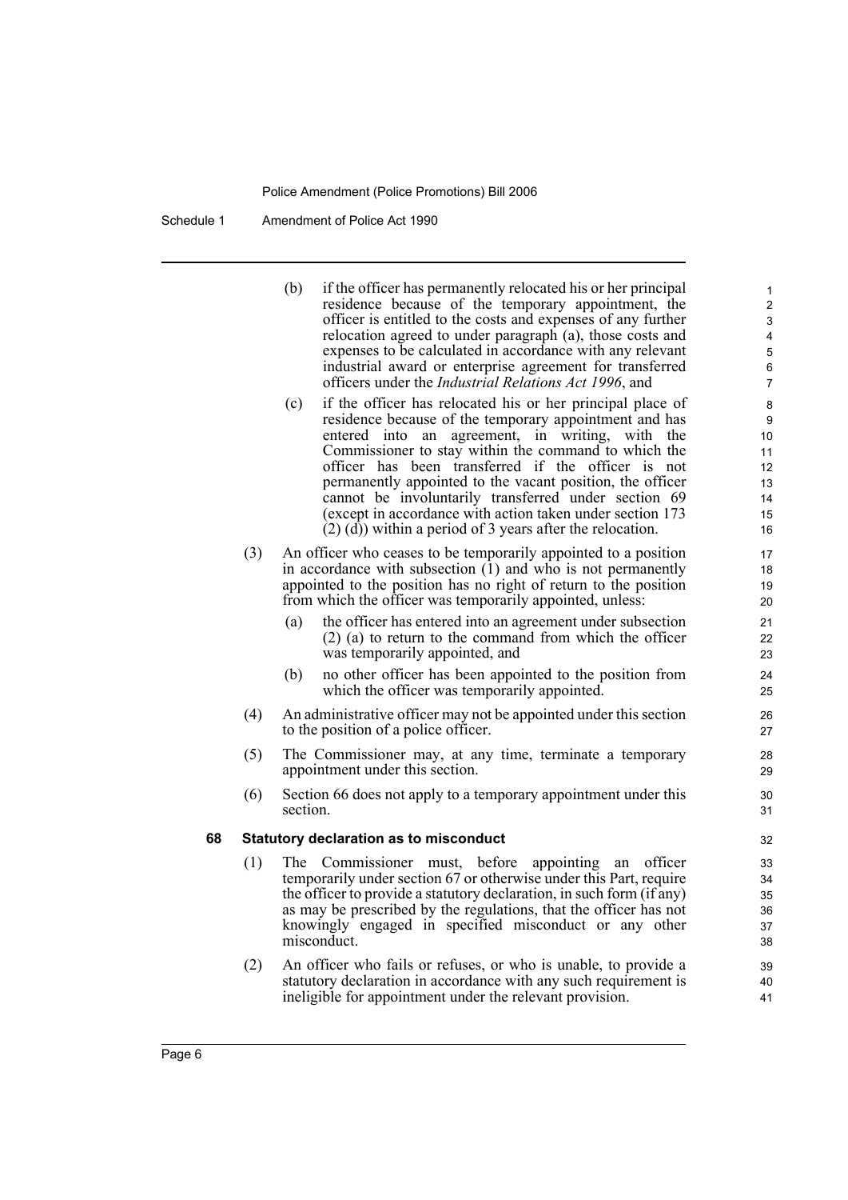(b) if the officer has permanently relocated his or her principal residence because of the temporary appointment, the officer is entitled to the costs and expenses of any further relocation agreed to under paragraph (a), those costs and expenses to be calculated in accordance with any relevant industrial award or enterprise agreement for transferred officers under the *Industrial Relations Act 1996*, and

(c) if the officer has relocated his or her principal place of residence because of the temporary appointment and has entered into an agreement, in writing, with the Commissioner to stay within the command to which the officer has been transferred if the officer is not permanently appointed to the vacant position, the officer cannot be involuntarily transferred under section 69 (except in accordance with action taken under section 173 (2) (d)) within a period of 3 years after the relocation.

(3) An officer who ceases to be temporarily appointed to a position in accordance with subsection (1) and who is not permanently appointed to the position has no right of return to the position from which the officer was temporarily appointed, unless:

(a) the officer has entered into an agreement under subsection (2) (a) to return to the command from which the officer was temporarily appointed, and

(b) no other officer has been appointed to the position from which the officer was temporarily appointed.

(4) An administrative officer may not be appointed under this section to the position of a police officer.

(5) The Commissioner may, at any time, terminate a temporary appointment under this section.

(6) Section 66 does not apply to a temporary appointment under this section.

**68 Statutory declaration as to misconduct**

(1) The Commissioner must, before appointing an officer temporarily under section 67 or otherwise under this Part, require the officer to provide a statutory declaration, in such form (if any) as may be prescribed by the regulations, that the officer has not knowingly engaged in specified misconduct or any other misconduct.

(2) An officer who fails or refuses, or who is unable, to provide a statutory declaration in accordance with any such requirement is ineligible for appointment under the relevant provision.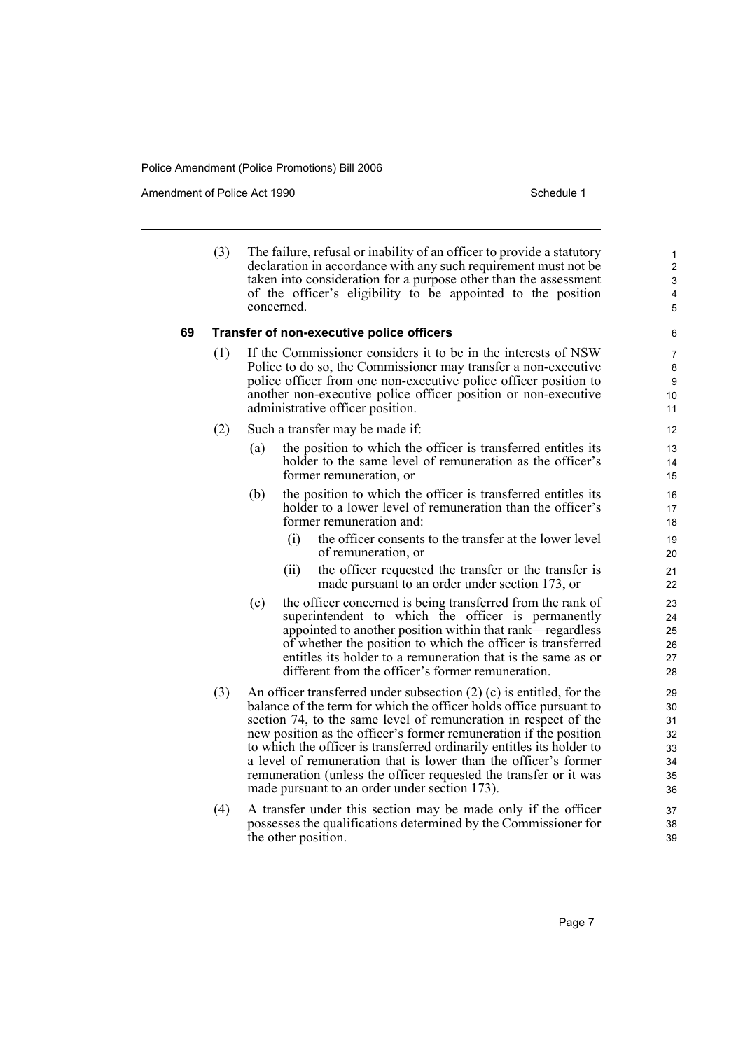(3) The failure, refusal or inability of an officer to provide a statutory declaration in accordance with any such requirement must not be taken into consideration for a purpose other than the assessment of the officer's eligibility to be appointed to the position concerned.

**69 Transfer of non-executive police officers**

(1) If the Commissioner considers it to be in the interests of NSW Police to do so, the Commissioner may transfer a non-executive police officer from one non-executive police officer position to another non-executive police officer position or non-executive administrative officer position.

(2) Such a transfer may be made if:

(a) the position to which the officer is transferred entitles its holder to the same level of remuneration as the officer's former remuneration, or

(b) the position to which the officer is transferred entitles its holder to a lower level of remuneration than the officer's former remuneration and:

(i) the officer consents to the transfer at the lower level of remuneration, or

(ii) the officer requested the transfer or the transfer is made pursuant to an order under section 173, or

(c) the officer concerned is being transferred from the rank of superintendent to which the officer is permanently appointed to another position within that rank—regardless of whether the position to which the officer is transferred entitles its holder to a remuneration that is the same as or different from the officer's former remuneration.

(3) An officer transferred under subsection (2) (c) is entitled, for the balance of the term for which the officer holds office pursuant to section 74, to the same level of remuneration in respect of the new position as the officer's former remuneration if the position to which the officer is transferred ordinarily entitles its holder to a level of remuneration that is lower than the officer's former remuneration (unless the officer requested the transfer or it was made pursuant to an order under section 173).

(4) A transfer under this section may be made only if the officer possesses the qualifications determined by the Commissioner for the other position.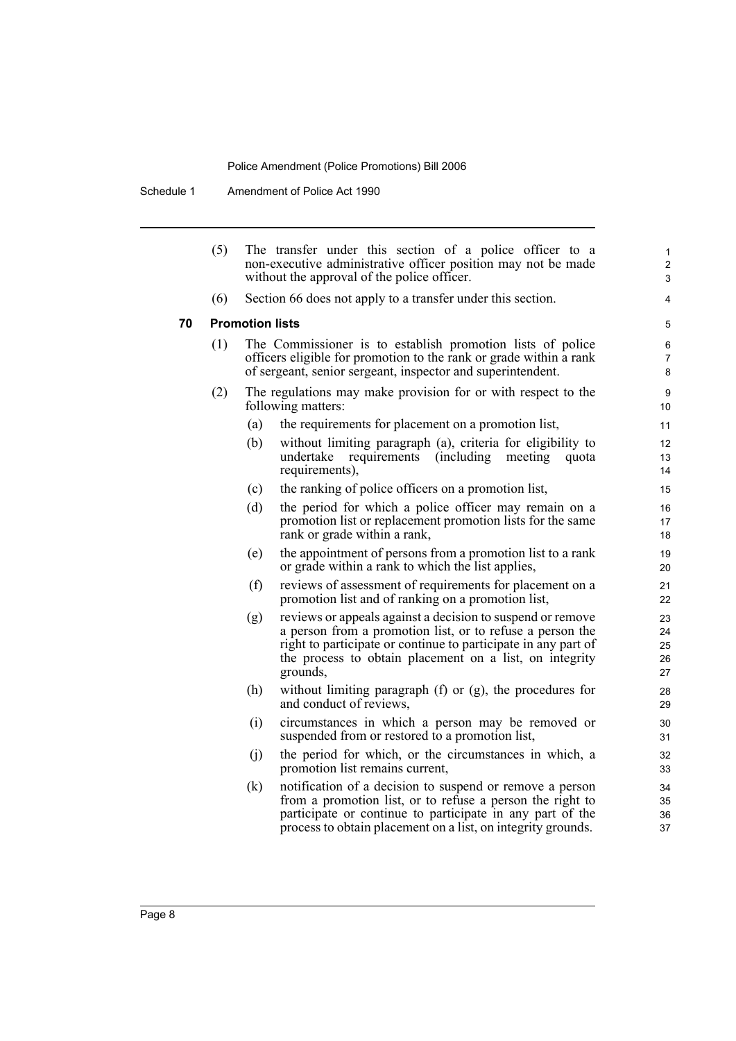(5) The transfer under this section of a police officer to a non-executive administrative officer position may not be made without the approval of the police officer.

(6) Section 66 does not apply to a transfer under this section.

### 70 Promotion lists

(1) The Commissioner is to establish promotion lists of police officers eligible for promotion to the rank or grade within a rank of sergeant, senior sergeant, inspector and superintendent.

(2) The regulations may make provision for or with respect to the following matters:

- (a) the requirements for placement on a promotion list,
- (b) without limiting paragraph (a), criteria for eligibility to undertake requirements (including meeting quota requirements),
- (c) the ranking of police officers on a promotion list,
- (d) the period for which a police officer may remain on a promotion list or replacement promotion lists for the same rank or grade within a rank,
- (e) the appointment of persons from a promotion list to a rank or grade within a rank to which the list applies,
- (f) reviews of assessment of requirements for placement on a promotion list and of ranking on a promotion list,
- (g) reviews or appeals against a decision to suspend or remove a person from a promotion list, or to refuse a person the right to participate or continue to participate in any part of the process to obtain placement on a list, on integrity grounds,
- (h) without limiting paragraph (f) or (g), the procedures for and conduct of reviews,
- (i) circumstances in which a person may be removed or suspended from or restored to a promotion list,
- (j) the period for which, or the circumstances in which, a promotion list remains current,
- (k) notification of a decision to suspend or remove a person from a promotion list, or to refuse a person the right to participate or continue to participate in any part of the process to obtain placement on a list, on integrity grounds.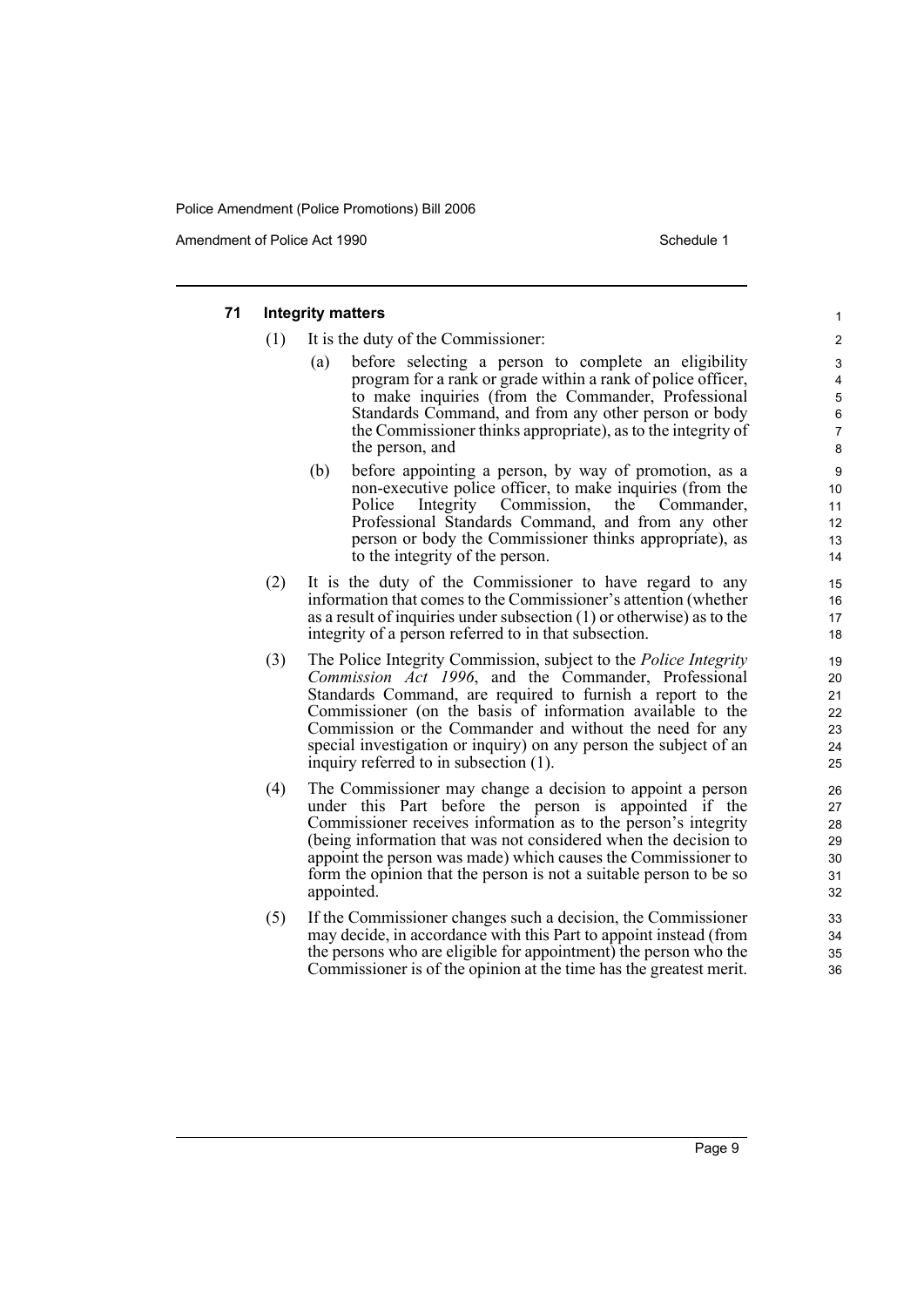### 71 Integrity matters

(1) It is the duty of the Commissioner:

- (a) before selecting a person to complete an eligibility program for a rank or grade within a rank of police officer, to make inquiries (from the Commander, Professional Standards Command, and from any other person or body the Commissioner thinks appropriate), as to the integrity of the person, and
- (b) before appointing a person, by way of promotion, as a non-executive police officer, to make inquiries (from the Police Integrity Commission, the Commander, Professional Standards Command, and from any other person or body the Commissioner thinks appropriate), as to the integrity of the person.

(2) It is the duty of the Commissioner to have regard to any information that comes to the Commissioner's attention (whether as a result of inquiries under subsection (1) or otherwise) as to the integrity of a person referred to in that subsection.

(3) The Police Integrity Commission, subject to the *Police Integrity Commission Act 1996*, and the Commander, Professional Standards Command, are required to furnish a report to the Commissioner (on the basis of information available to the Commission or the Commander and without the need for any special investigation or inquiry) on any person the subject of an inquiry referred to in subsection (1).

(4) The Commissioner may change a decision to appoint a person under this Part before the person is appointed if the Commissioner receives information as to the person's integrity (being information that was not considered when the decision to appoint the person was made) which causes the Commissioner to form the opinion that the person is not a suitable person to be so appointed.

(5) If the Commissioner changes such a decision, the Commissioner may decide, in accordance with this Part to appoint instead (from the persons who are eligible for appointment) the person who the Commissioner is of the opinion at the time has the greatest merit.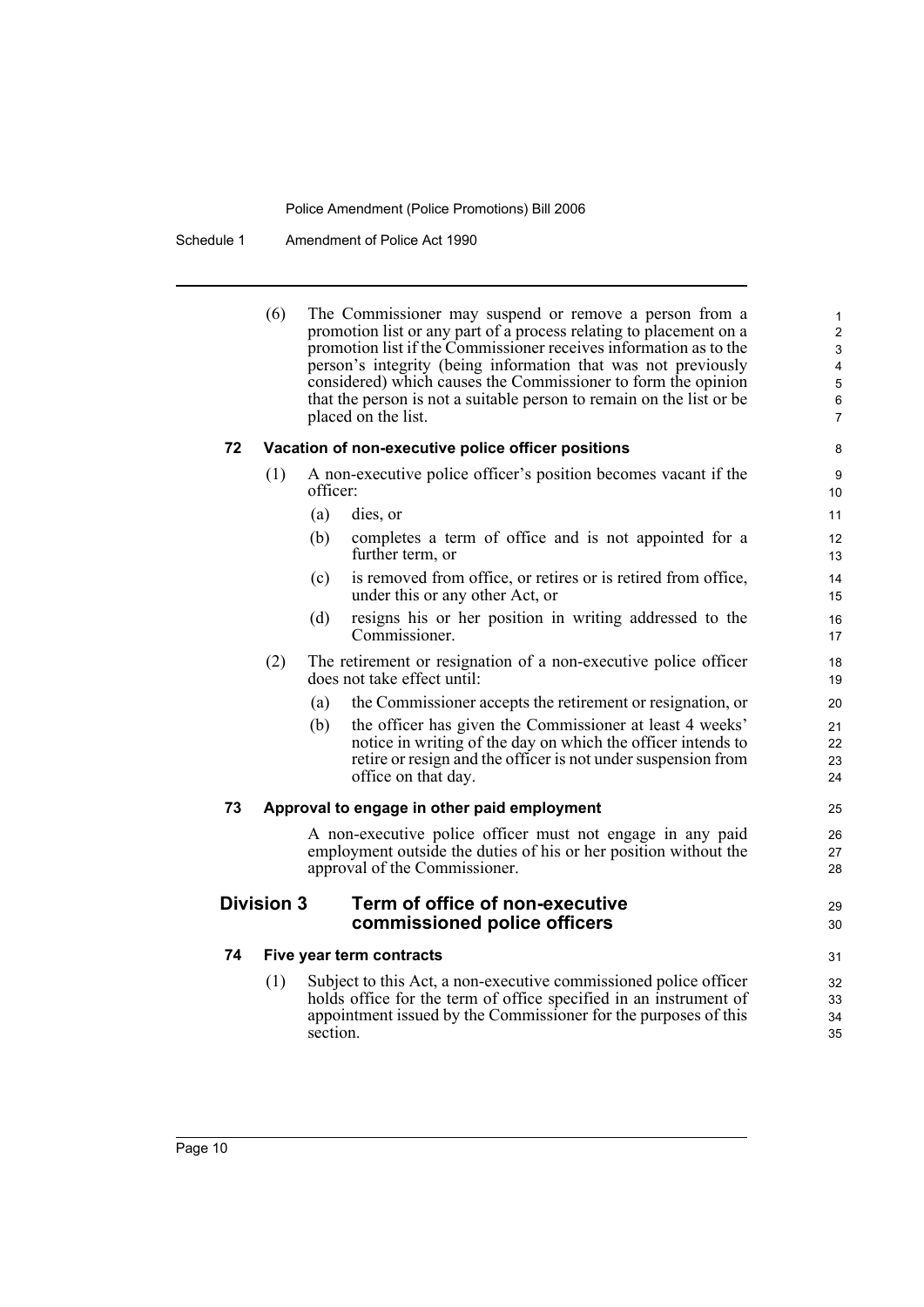(6) The Commissioner may suspend or remove a person from a promotion list or any part of a process relating to placement on a promotion list if the Commissioner receives information as to the person's integrity (being information that was not previously considered) which causes the Commissioner to form the opinion that the person is not a suitable person to remain on the list or be placed on the list.

### 72 Vacation of non-executive police officer positions

(1) A non-executive police officer's position becomes vacant if the officer:

- (a) dies, or
- (b) completes a term of office and is not appointed for a further term, or
- (c) is removed from office, or retires or is retired from office, under this or any other Act, or
- (d) resigns his or her position in writing addressed to the Commissioner.

(2) The retirement or resignation of a non-executive police officer does not take effect until:

- (a) the Commissioner accepts the retirement or resignation, or
- (b) the officer has given the Commissioner at least 4 weeks' notice in writing of the day on which the officer intends to retire or resign and the officer is not under suspension from office on that day.

### 73 Approval to engage in other paid employment

A non-executive police officer must not engage in any paid employment outside the duties of his or her position without the approval of the Commissioner.

## Division 3 Term of office of non-executive commissioned police officers

### 74 Five year term contracts

(1) Subject to this Act, a non-executive commissioned police officer holds office for the term of office specified in an instrument of appointment issued by the Commissioner for the purposes of this section.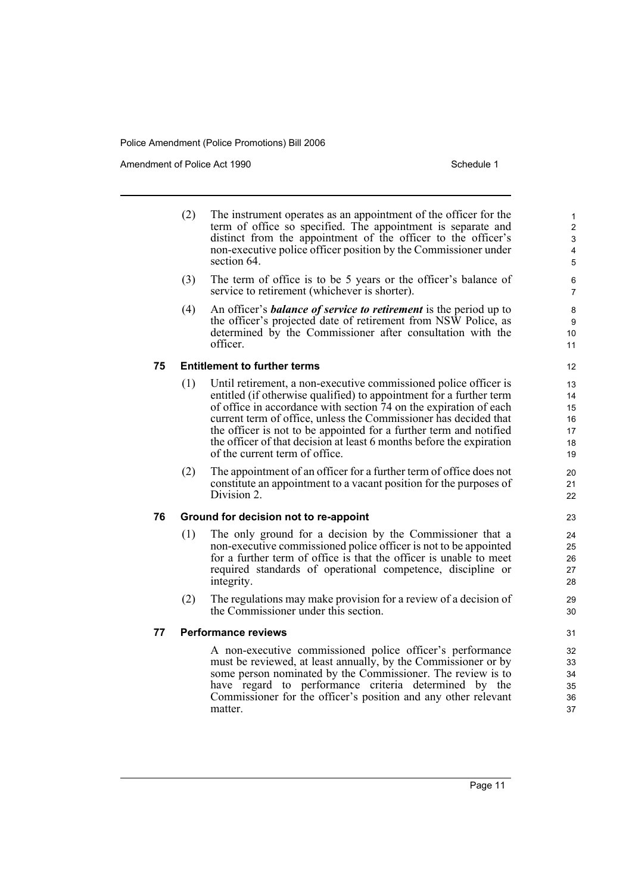(2) The instrument operates as an appointment of the officer for the term of office so specified. The appointment is separate and distinct from the appointment of the officer to the officer's non-executive police officer position by the Commissioner under section 64.

(3) The term of office is to be 5 years or the officer's balance of service to retirement (whichever is shorter).

(4) An officer's ***balance of service to retirement*** is the period up to the officer's projected date of retirement from NSW Police, as determined by the Commissioner after consultation with the officer.

### 75 Entitlement to further terms

(1) Until retirement, a non-executive commissioned police officer is entitled (if otherwise qualified) to appointment for a further term of office in accordance with section 74 on the expiration of each current term of office, unless the Commissioner has decided that the officer is not to be appointed for a further term and notified the officer of that decision at least 6 months before the expiration of the current term of office.

(2) The appointment of an officer for a further term of office does not constitute an appointment to a vacant position for the purposes of Division 2.

### 76 Ground for decision not to re-appoint

(1) The only ground for a decision by the Commissioner that a non-executive commissioned police officer is not to be appointed for a further term of office is that the officer is unable to meet required standards of operational competence, discipline or integrity.

(2) The regulations may make provision for a review of a decision of the Commissioner under this section.

### 77 Performance reviews

A non-executive commissioned police officer's performance must be reviewed, at least annually, by the Commissioner or by some person nominated by the Commissioner. The review is to have regard to performance criteria determined by the Commissioner for the officer's position and any other relevant matter.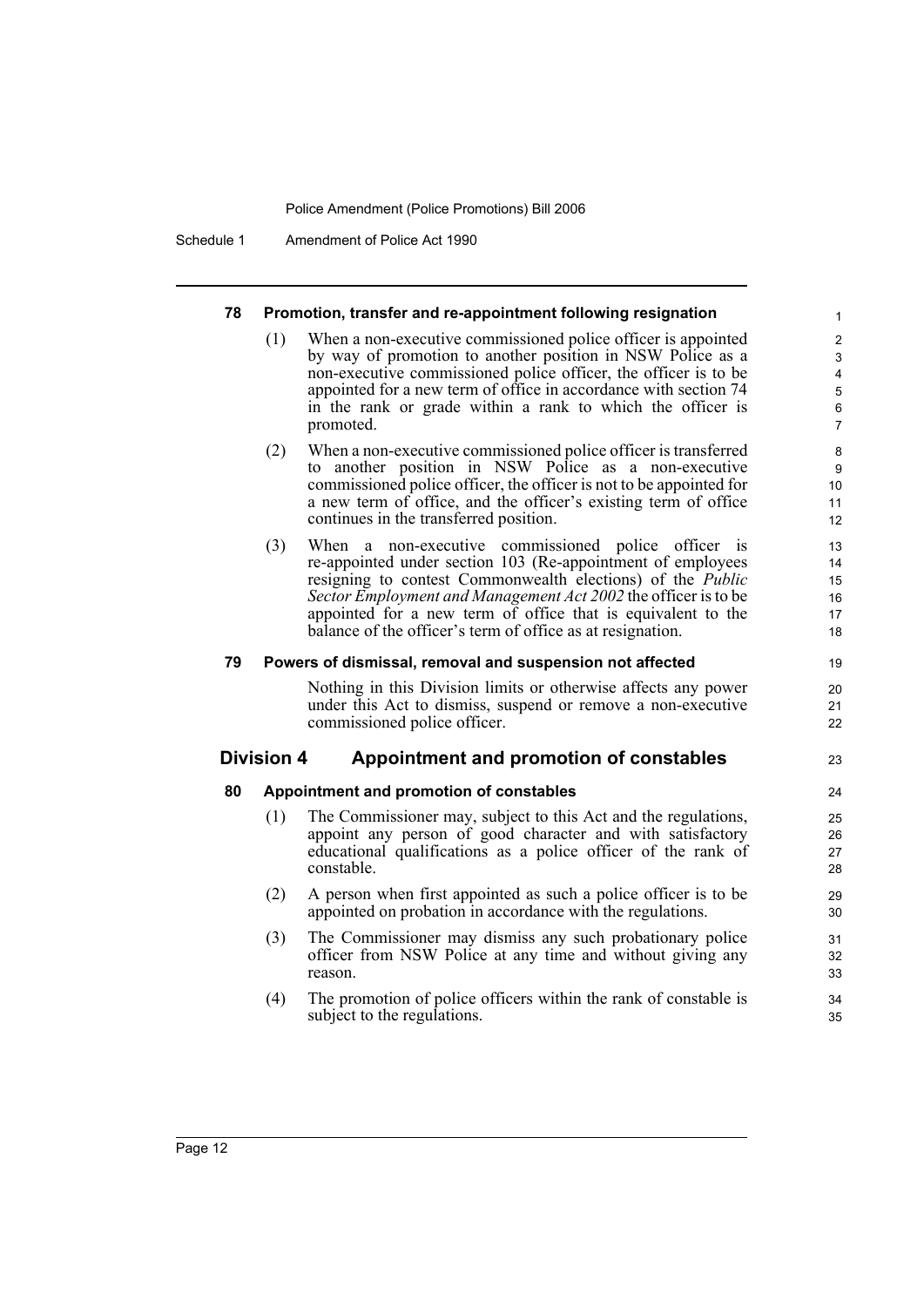#### 78 Promotion, transfer and re-appointment following resignation

(1) When a non-executive commissioned police officer is appointed by way of promotion to another position in NSW Police as a non-executive commissioned police officer, the officer is to be appointed for a new term of office in accordance with section 74 in the rank or grade within a rank to which the officer is promoted.

(2) When a non-executive commissioned police officer is transferred to another position in NSW Police as a non-executive commissioned police officer, the officer is not to be appointed for a new term of office, and the officer's existing term of office continues in the transferred position.

(3) When a non-executive commissioned police officer is re-appointed under section 103 (Re-appointment of employees resigning to contest Commonwealth elections) of the *Public Sector Employment and Management Act 2002* the officer is to be appointed for a new term of office that is equivalent to the balance of the officer's term of office as at resignation.

#### 79 Powers of dismissal, removal and suspension not affected

Nothing in this Division limits or otherwise affects any power under this Act to dismiss, suspend or remove a non-executive commissioned police officer.

### Division 4 Appointment and promotion of constables

#### 80 Appointment and promotion of constables

(1) The Commissioner may, subject to this Act and the regulations, appoint any person of good character and with satisfactory educational qualifications as a police officer of the rank of constable.

(2) A person when first appointed as such a police officer is to be appointed on probation in accordance with the regulations.

(3) The Commissioner may dismiss any such probationary police officer from NSW Police at any time and without giving any reason.

(4) The promotion of police officers within the rank of constable is subject to the regulations.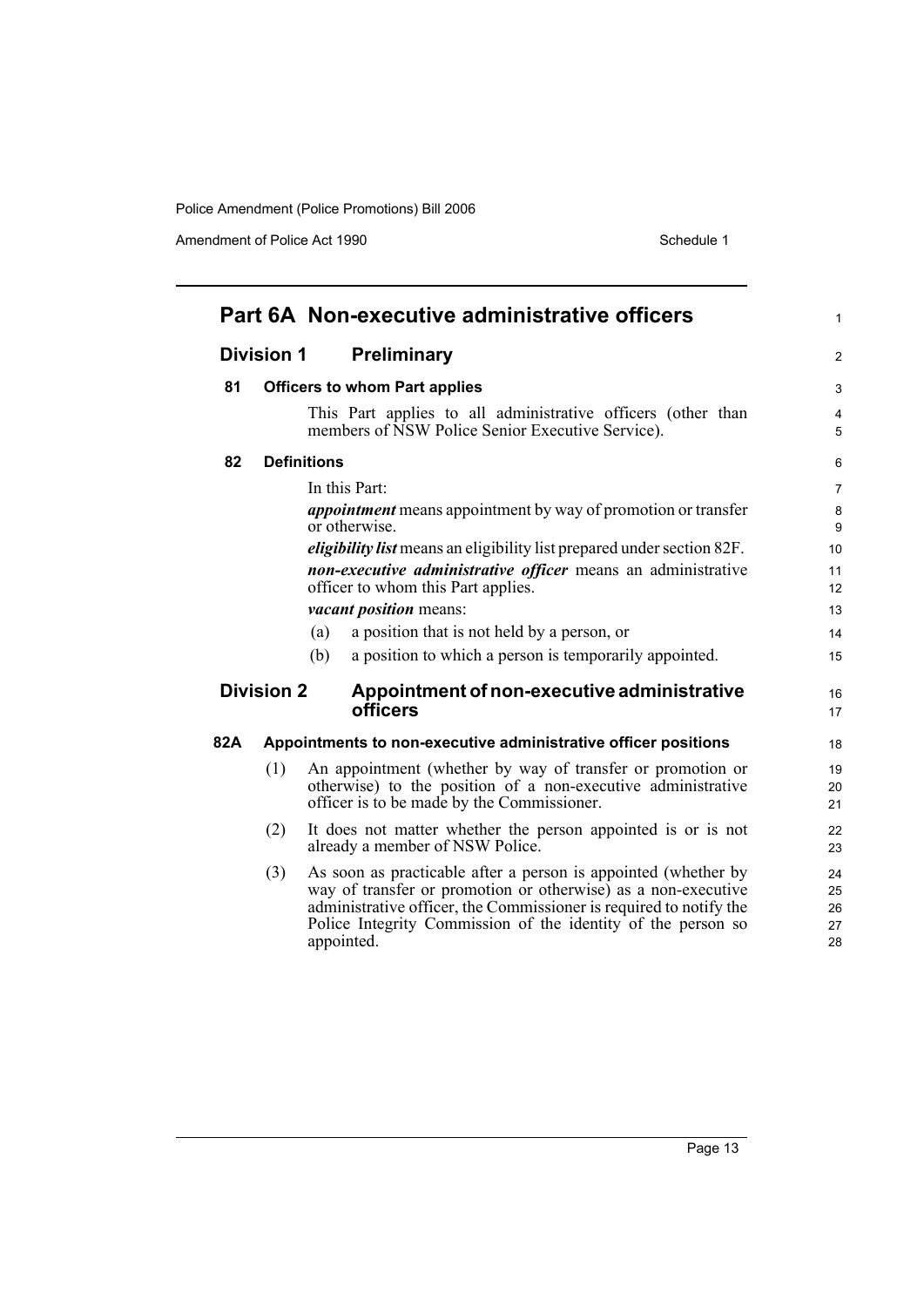## Part 6A Non-executive administrative officers

### Division 1 Preliminary

#### 81 Officers to whom Part applies

This Part applies to all administrative officers (other than members of NSW Police Senior Executive Service).

#### 82 Definitions

In this Part:

***appointment*** means appointment by way of promotion or transfer or otherwise.

***eligibility list*** means an eligibility list prepared under section 82F.

***non-executive administrative officer*** means an administrative officer to whom this Part applies.

***vacant position*** means:

(a) a position that is not held by a person, or

(b) a position to which a person is temporarily appointed.

### Division 2 Appointment of non-executive administrative officers

#### 82A Appointments to non-executive administrative officer positions

(1) An appointment (whether by way of transfer or promotion or otherwise) to the position of a non-executive administrative officer is to be made by the Commissioner.

(2) It does not matter whether the person appointed is or is not already a member of NSW Police.

(3) As soon as practicable after a person is appointed (whether by way of transfer or promotion or otherwise) as a non-executive administrative officer, the Commissioner is required to notify the Police Integrity Commission of the identity of the person so appointed.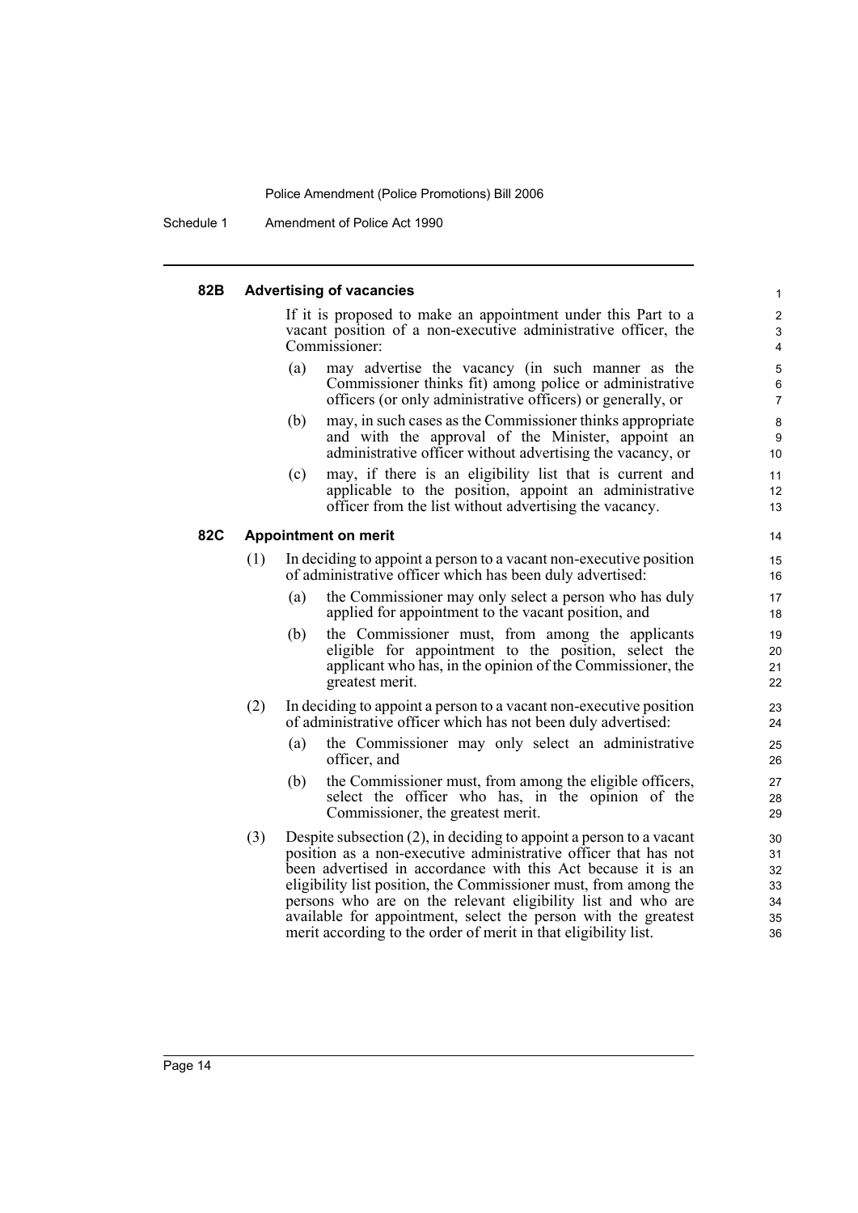### 82B Advertising of vacancies

If it is proposed to make an appointment under this Part to a vacant position of a non-executive administrative officer, the Commissioner:

(a) may advertise the vacancy (in such manner as the Commissioner thinks fit) among police or administrative officers (or only administrative officers) or generally, or

(b) may, in such cases as the Commissioner thinks appropriate and with the approval of the Minister, appoint an administrative officer without advertising the vacancy, or

(c) may, if there is an eligibility list that is current and applicable to the position, appoint an administrative officer from the list without advertising the vacancy.

### 82C Appointment on merit

(1) In deciding to appoint a person to a vacant non-executive position of administrative officer which has been duly advertised:

(a) the Commissioner may only select a person who has duly applied for appointment to the vacant position, and

(b) the Commissioner must, from among the applicants eligible for appointment to the position, select the applicant who has, in the opinion of the Commissioner, the greatest merit.

(2) In deciding to appoint a person to a vacant non-executive position of administrative officer which has not been duly advertised:

(a) the Commissioner may only select an administrative officer, and

(b) the Commissioner must, from among the eligible officers, select the officer who has, in the opinion of the Commissioner, the greatest merit.

(3) Despite subsection (2), in deciding to appoint a person to a vacant position as a non-executive administrative officer that has not been advertised in accordance with this Act because it is an eligibility list position, the Commissioner must, from among the persons who are on the relevant eligibility list and who are available for appointment, select the person with the greatest merit according to the order of merit in that eligibility list.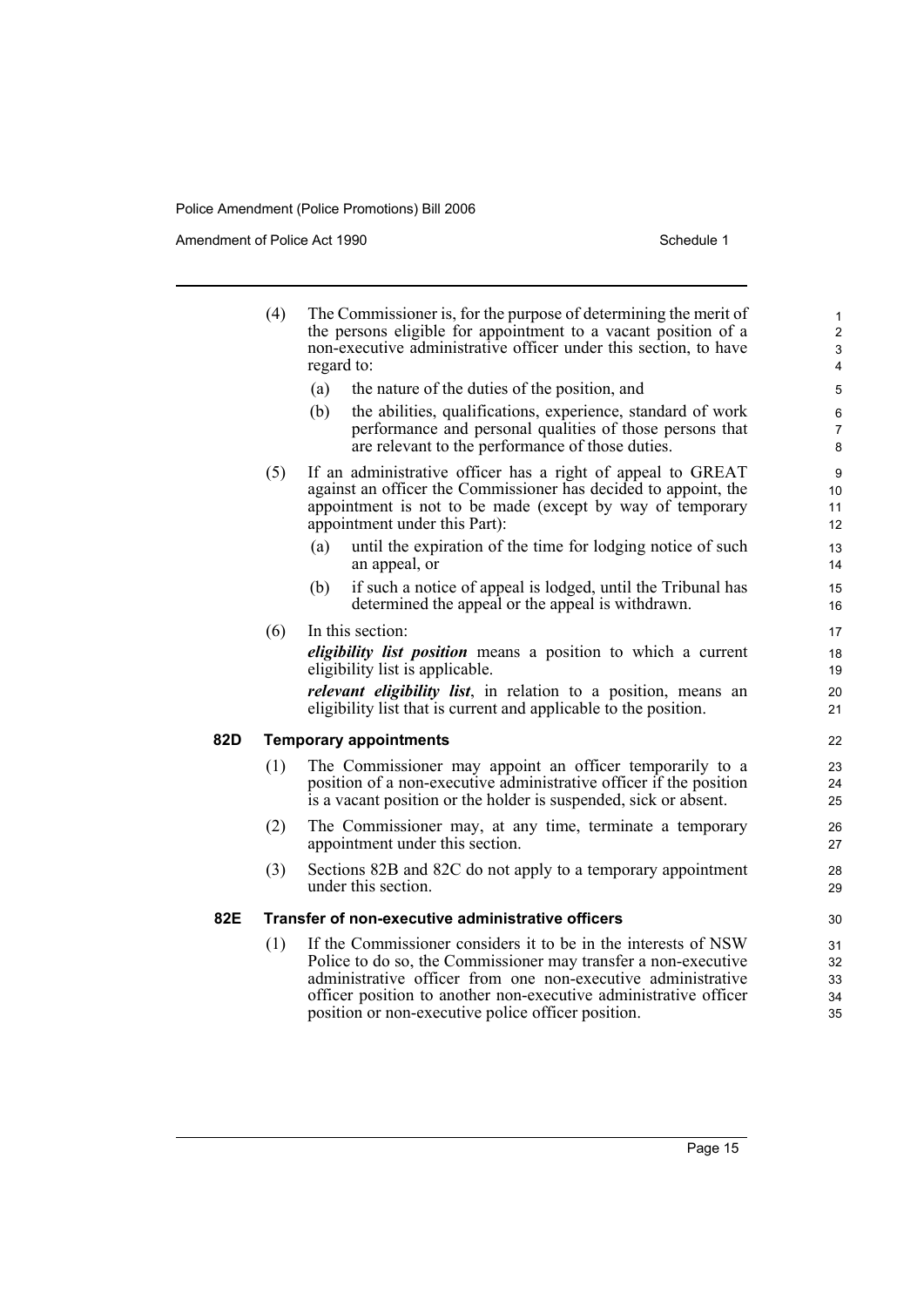(4) The Commissioner is, for the purpose of determining the merit of the persons eligible for appointment to a vacant position of a non-executive administrative officer under this section, to have regard to:

(a) the nature of the duties of the position, and

(b) the abilities, qualifications, experience, standard of work performance and personal qualities of those persons that are relevant to the performance of those duties.

(5) If an administrative officer has a right of appeal to GREAT against an officer the Commissioner has decided to appoint, the appointment is not to be made (except by way of temporary appointment under this Part):

(a) until the expiration of the time for lodging notice of such an appeal, or

(b) if such a notice of appeal is lodged, until the Tribunal has determined the appeal or the appeal is withdrawn.

(6) In this section:

***eligibility list position*** means a position to which a current eligibility list is applicable.

***relevant eligibility list***, in relation to a position, means an eligibility list that is current and applicable to the position.

### 82D Temporary appointments

(1) The Commissioner may appoint an officer temporarily to a position of a non-executive administrative officer if the position is a vacant position or the holder is suspended, sick or absent.

(2) The Commissioner may, at any time, terminate a temporary appointment under this section.

(3) Sections 82B and 82C do not apply to a temporary appointment under this section.

### 82E Transfer of non-executive administrative officers

(1) If the Commissioner considers it to be in the interests of NSW Police to do so, the Commissioner may transfer a non-executive administrative officer from one non-executive administrative officer position to another non-executive administrative officer position or non-executive police officer position.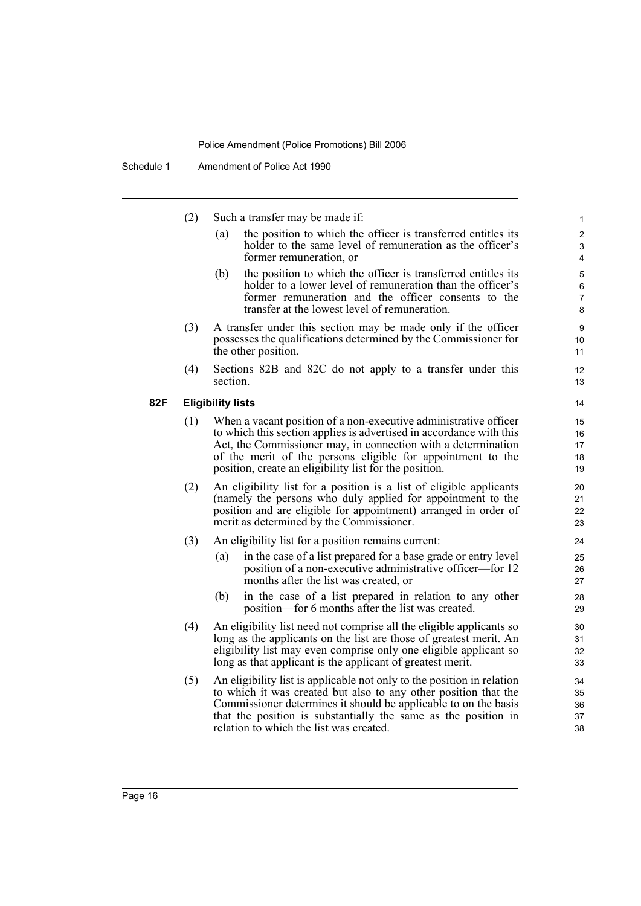(2) Such a transfer may be made if:

(a) the position to which the officer is transferred entitles its holder to the same level of remuneration as the officer's former remuneration, or

(b) the position to which the officer is transferred entitles its holder to a lower level of remuneration than the officer's former remuneration and the officer consents to the transfer at the lowest level of remuneration.

(3) A transfer under this section may be made only if the officer possesses the qualifications determined by the Commissioner for the other position.

(4) Sections 82B and 82C do not apply to a transfer under this section.

### 82F Eligibility lists

(1) When a vacant position of a non-executive administrative officer to which this section applies is advertised in accordance with this Act, the Commissioner may, in connection with a determination of the merit of the persons eligible for appointment to the position, create an eligibility list for the position.

(2) An eligibility list for a position is a list of eligible applicants (namely the persons who duly applied for appointment to the position and are eligible for appointment) arranged in order of merit as determined by the Commissioner.

(3) An eligibility list for a position remains current:

(a) in the case of a list prepared for a base grade or entry level position of a non-executive administrative officer—for 12 months after the list was created, or

(b) in the case of a list prepared in relation to any other position—for 6 months after the list was created.

(4) An eligibility list need not comprise all the eligible applicants so long as the applicants on the list are those of greatest merit. An eligibility list may even comprise only one eligible applicant so long as that applicant is the applicant of greatest merit.

(5) An eligibility list is applicable not only to the position in relation to which it was created but also to any other position that the Commissioner determines it should be applicable to on the basis that the position is substantially the same as the position in relation to which the list was created.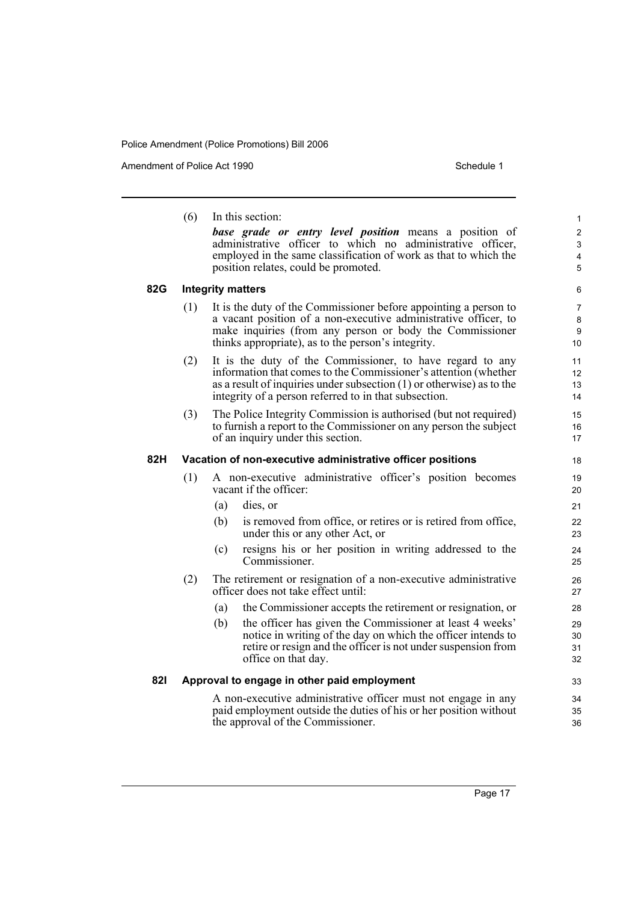(6) In this section:

***base grade or entry level position*** means a position of administrative officer to which no administrative officer, employed in the same classification of work as that to which the position relates, could be promoted.

### 82G Integrity matters

(1) It is the duty of the Commissioner before appointing a person to a vacant position of a non-executive administrative officer, to make inquiries (from any person or body the Commissioner thinks appropriate), as to the person's integrity.

(2) It is the duty of the Commissioner, to have regard to any information that comes to the Commissioner's attention (whether as a result of inquiries under subsection (1) or otherwise) as to the integrity of a person referred to in that subsection.

(3) The Police Integrity Commission is authorised (but not required) to furnish a report to the Commissioner on any person the subject of an inquiry under this section.

### 82H Vacation of non-executive administrative officer positions

(1) A non-executive administrative officer's position becomes vacant if the officer:

- (a) dies, or
- (b) is removed from office, or retires or is retired from office, under this or any other Act, or
- (c) resigns his or her position in writing addressed to the Commissioner.

(2) The retirement or resignation of a non-executive administrative officer does not take effect until:

- (a) the Commissioner accepts the retirement or resignation, or
- (b) the officer has given the Commissioner at least 4 weeks' notice in writing of the day on which the officer intends to retire or resign and the officer is not under suspension from office on that day.

### 82I Approval to engage in other paid employment

A non-executive administrative officer must not engage in any paid employment outside the duties of his or her position without the approval of the Commissioner.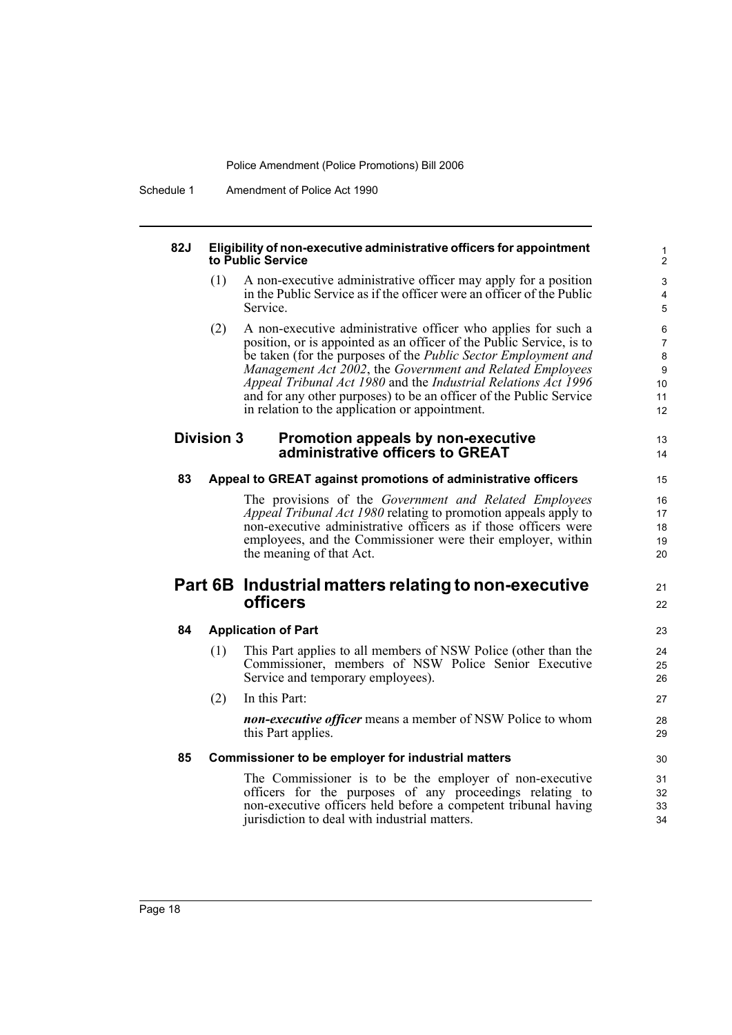**82J Eligibility of non-executive administrative officers for appointment to Public Service**

(1) A non-executive administrative officer may apply for a position in the Public Service as if the officer were an officer of the Public Service.

(2) A non-executive administrative officer who applies for such a position, or is appointed as an officer of the Public Service, is to be taken (for the purposes of the *Public Sector Employment and Management Act 2002*, the *Government and Related Employees Appeal Tribunal Act 1980* and the *Industrial Relations Act 1996* and for any other purposes) to be an officer of the Public Service in relation to the application or appointment.

### Division 3 Promotion appeals by non-executive administrative officers to GREAT

**83 Appeal to GREAT against promotions of administrative officers**

The provisions of the *Government and Related Employees Appeal Tribunal Act 1980* relating to promotion appeals apply to non-executive administrative officers as if those officers were employees, and the Commissioner were their employer, within the meaning of that Act.

## Part 6B Industrial matters relating to non-executive officers

**84 Application of Part**

(1) This Part applies to all members of NSW Police (other than the Commissioner, members of NSW Police Senior Executive Service and temporary employees).

(2) In this Part:

***non-executive officer*** means a member of NSW Police to whom this Part applies.

**85 Commissioner to be employer for industrial matters**

The Commissioner is to be the employer of non-executive officers for the purposes of any proceedings relating to non-executive officers held before a competent tribunal having jurisdiction to deal with industrial matters.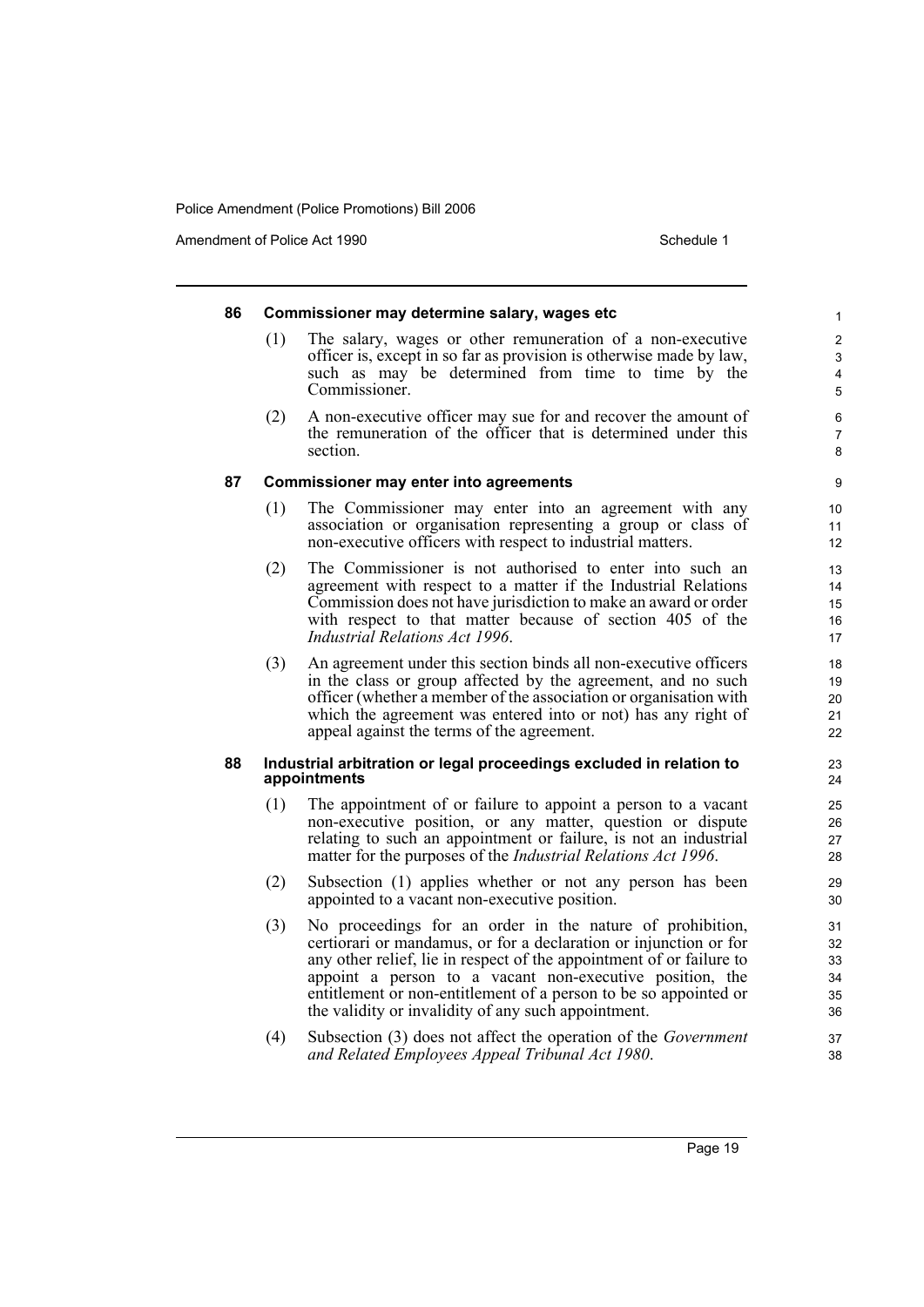#### 86 Commissioner may determine salary, wages etc

(1) The salary, wages or other remuneration of a non-executive officer is, except in so far as provision is otherwise made by law, such as may be determined from time to time by the Commissioner.

(2) A non-executive officer may sue for and recover the amount of the remuneration of the officer that is determined under this section.

#### 87 Commissioner may enter into agreements

(1) The Commissioner may enter into an agreement with any association or organisation representing a group or class of non-executive officers with respect to industrial matters.

(2) The Commissioner is not authorised to enter into such an agreement with respect to a matter if the Industrial Relations Commission does not have jurisdiction to make an award or order with respect to that matter because of section 405 of the *Industrial Relations Act 1996*.

(3) An agreement under this section binds all non-executive officers in the class or group affected by the agreement, and no such officer (whether a member of the association or organisation with which the agreement was entered into or not) has any right of appeal against the terms of the agreement.

#### 88 Industrial arbitration or legal proceedings excluded in relation to appointments

(1) The appointment of or failure to appoint a person to a vacant non-executive position, or any matter, question or dispute relating to such an appointment or failure, is not an industrial matter for the purposes of the *Industrial Relations Act 1996*.

(2) Subsection (1) applies whether or not any person has been appointed to a vacant non-executive position.

(3) No proceedings for an order in the nature of prohibition, certiorari or mandamus, or for a declaration or injunction or for any other relief, lie in respect of the appointment of or failure to appoint a person to a vacant non-executive position, the entitlement or non-entitlement of a person to be so appointed or the validity or invalidity of any such appointment.

(4) Subsection (3) does not affect the operation of the *Government and Related Employees Appeal Tribunal Act 1980*.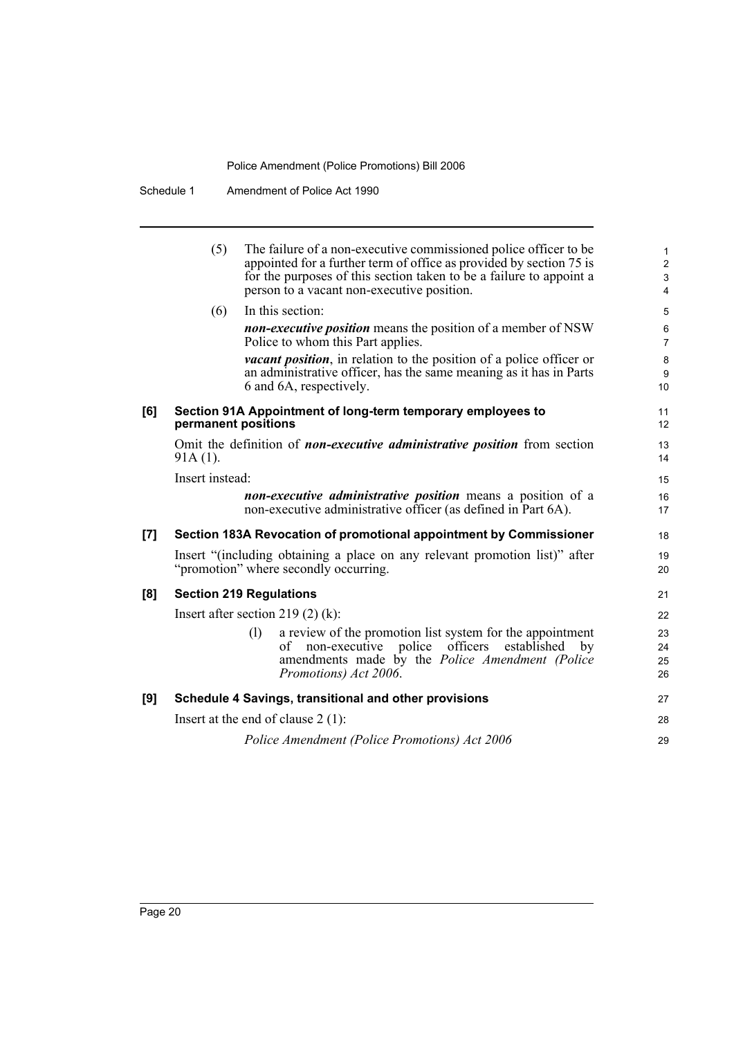(5) The failure of a non-executive commissioned police officer to be appointed for a further term of office as provided by section 75 is for the purposes of this section taken to be a failure to appoint a person to a vacant non-executive position.

(6) In this section:

***non-executive position*** means the position of a member of NSW Police to whom this Part applies.

***vacant position***, in relation to the position of a police officer or an administrative officer, has the same meaning as it has in Parts 6 and 6A, respectively.

### [6] Section 91A Appointment of long-term temporary employees to permanent positions

Omit the definition of ***non-executive administrative position*** from section 91A (1).

Insert instead:

***non-executive administrative position*** means a position of a non-executive administrative officer (as defined in Part 6A).

### [7] Section 183A Revocation of promotional appointment by Commissioner

Insert "(including obtaining a place on any relevant promotion list)" after "promotion" where secondly occurring.

### [8] Section 219 Regulations

Insert after section 219 (2) (k):

(l) a review of the promotion list system for the appointment of non-executive police officers established by amendments made by the *Police Amendment (Police Promotions) Act 2006*.

### [9] Schedule 4 Savings, transitional and other provisions

Insert at the end of clause 2 (1):

*Police Amendment (Police Promotions) Act 2006*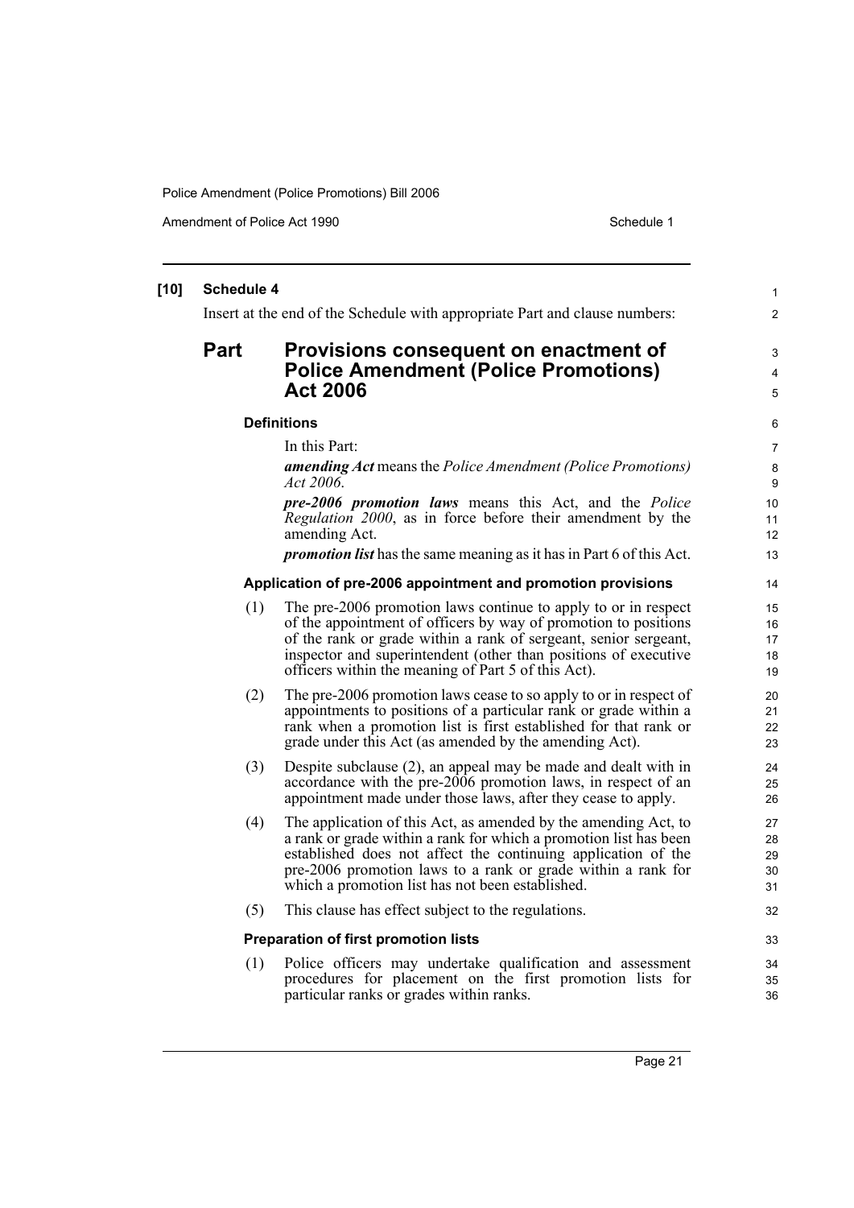**[10] Schedule 4**

Insert at the end of the Schedule with appropriate Part and clause numbers:

# Part Provisions consequent on enactment of Police Amendment (Police Promotions) Act 2006

### Definitions

In this Part:

***amending Act*** means the *Police Amendment (Police Promotions) Act 2006*.

***pre-2006 promotion laws*** means this Act, and the *Police Regulation 2000*, as in force before their amendment by the amending Act.

***promotion list*** has the same meaning as it has in Part 6 of this Act.

### Application of pre-2006 appointment and promotion provisions

(1) The pre-2006 promotion laws continue to apply to or in respect of the appointment of officers by way of promotion to positions of the rank or grade within a rank of sergeant, senior sergeant, inspector and superintendent (other than positions of executive officers within the meaning of Part 5 of this Act).

(2) The pre-2006 promotion laws cease to so apply to or in respect of appointments to positions of a particular rank or grade within a rank when a promotion list is first established for that rank or grade under this Act (as amended by the amending Act).

(3) Despite subclause (2), an appeal may be made and dealt with in accordance with the pre-2006 promotion laws, in respect of an appointment made under those laws, after they cease to apply.

(4) The application of this Act, as amended by the amending Act, to a rank or grade within a rank for which a promotion list has been established does not affect the continuing application of the pre-2006 promotion laws to a rank or grade within a rank for which a promotion list has not been established.

(5) This clause has effect subject to the regulations.

### Preparation of first promotion lists

(1) Police officers may undertake qualification and assessment procedures for placement on the first promotion lists for particular ranks or grades within ranks.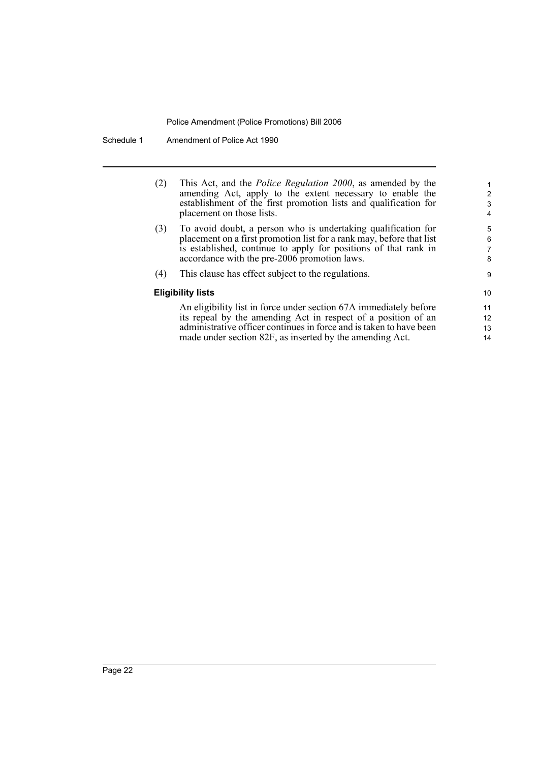(2) This Act, and the *Police Regulation 2000*, as amended by the amending Act, apply to the extent necessary to enable the establishment of the first promotion lists and qualification for placement on those lists.

(3) To avoid doubt, a person who is undertaking qualification for placement on a first promotion list for a rank may, before that list is established, continue to apply for positions of that rank in accordance with the pre-2006 promotion laws.

(4) This clause has effect subject to the regulations.

**Eligibility lists**

An eligibility list in force under section 67A immediately before its repeal by the amending Act in respect of a position of an administrative officer continues in force and is taken to have been made under section 82F, as inserted by the amending Act.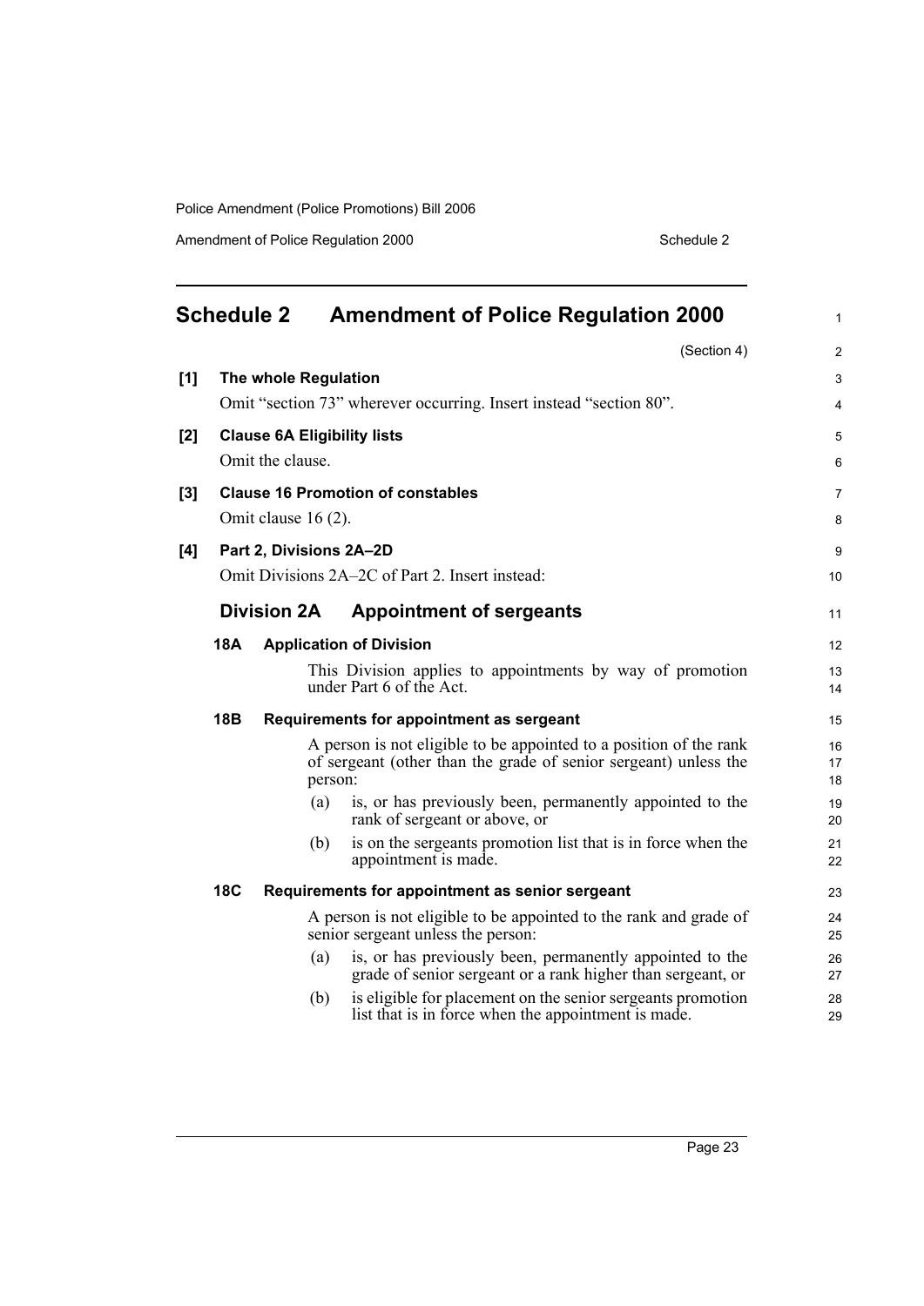## Schedule 2 Amendment of Police Regulation 2000

(Section 4)

**[1] The whole Regulation**

Omit "section 73" wherever occurring. Insert instead "section 80".

**[2] Clause 6A Eligibility lists**

Omit the clause.

**[3] Clause 16 Promotion of constables**

Omit clause 16 (2).

**[4] Part 2, Divisions 2A–2D**

Omit Divisions 2A–2C of Part 2. Insert instead:

### Division 2A Appointment of sergeants

**18A Application of Division**

This Division applies to appointments by way of promotion under Part 6 of the Act.

**18B Requirements for appointment as sergeant**

A person is not eligible to be appointed to a position of the rank of sergeant (other than the grade of senior sergeant) unless the person:

(a) is, or has previously been, permanently appointed to the rank of sergeant or above, or

(b) is on the sergeants promotion list that is in force when the appointment is made.

**18C Requirements for appointment as senior sergeant**

A person is not eligible to be appointed to the rank and grade of senior sergeant unless the person:

(a) is, or has previously been, permanently appointed to the grade of senior sergeant or a rank higher than sergeant, or

(b) is eligible for placement on the senior sergeants promotion list that is in force when the appointment is made.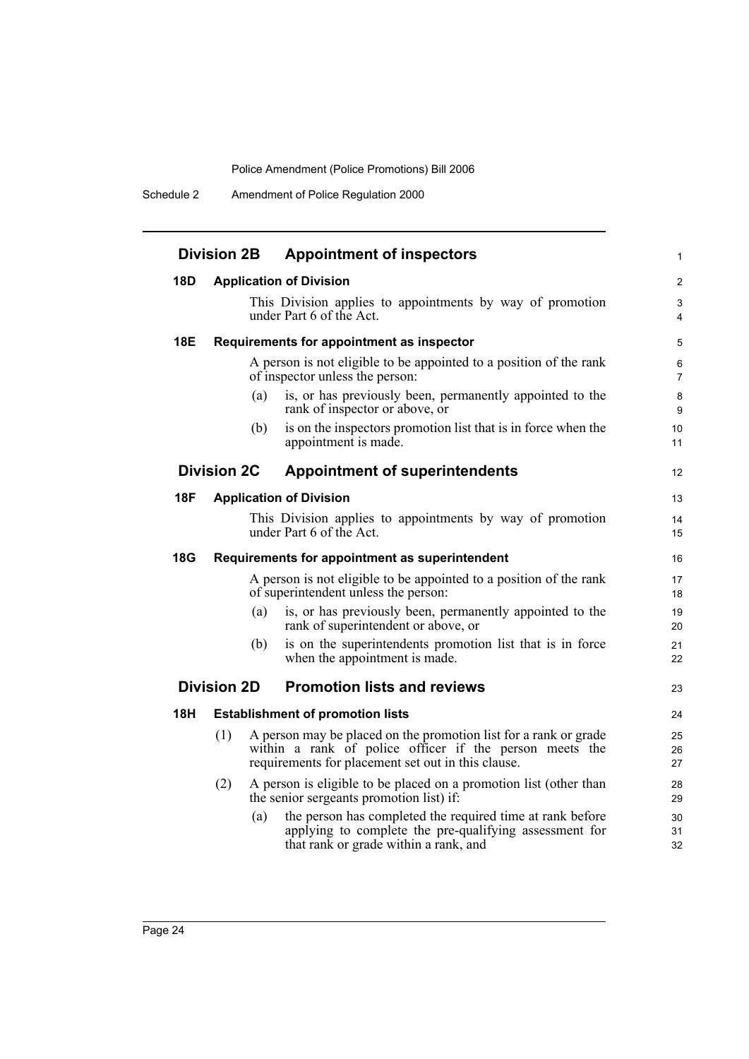## Division 2B Appointment of inspectors

### 18D Application of Division

This Division applies to appointments by way of promotion under Part 6 of the Act.

### 18E Requirements for appointment as inspector

A person is not eligible to be appointed to a position of the rank of inspector unless the person:

(a) is, or has previously been, permanently appointed to the rank of inspector or above, or

(b) is on the inspectors promotion list that is in force when the appointment is made.

## Division 2C Appointment of superintendents

### 18F Application of Division

This Division applies to appointments by way of promotion under Part 6 of the Act.

### 18G Requirements for appointment as superintendent

A person is not eligible to be appointed to a position of the rank of superintendent unless the person:

(a) is, or has previously been, permanently appointed to the rank of superintendent or above, or

(b) is on the superintendents promotion list that is in force when the appointment is made.

## Division 2D Promotion lists and reviews

### 18H Establishment of promotion lists

(1) A person may be placed on the promotion list for a rank or grade within a rank of police officer if the person meets the requirements for placement set out in this clause.

(2) A person is eligible to be placed on a promotion list (other than the senior sergeants promotion list) if:

(a) the person has completed the required time at rank before applying to complete the pre-qualifying assessment for that rank or grade within a rank, and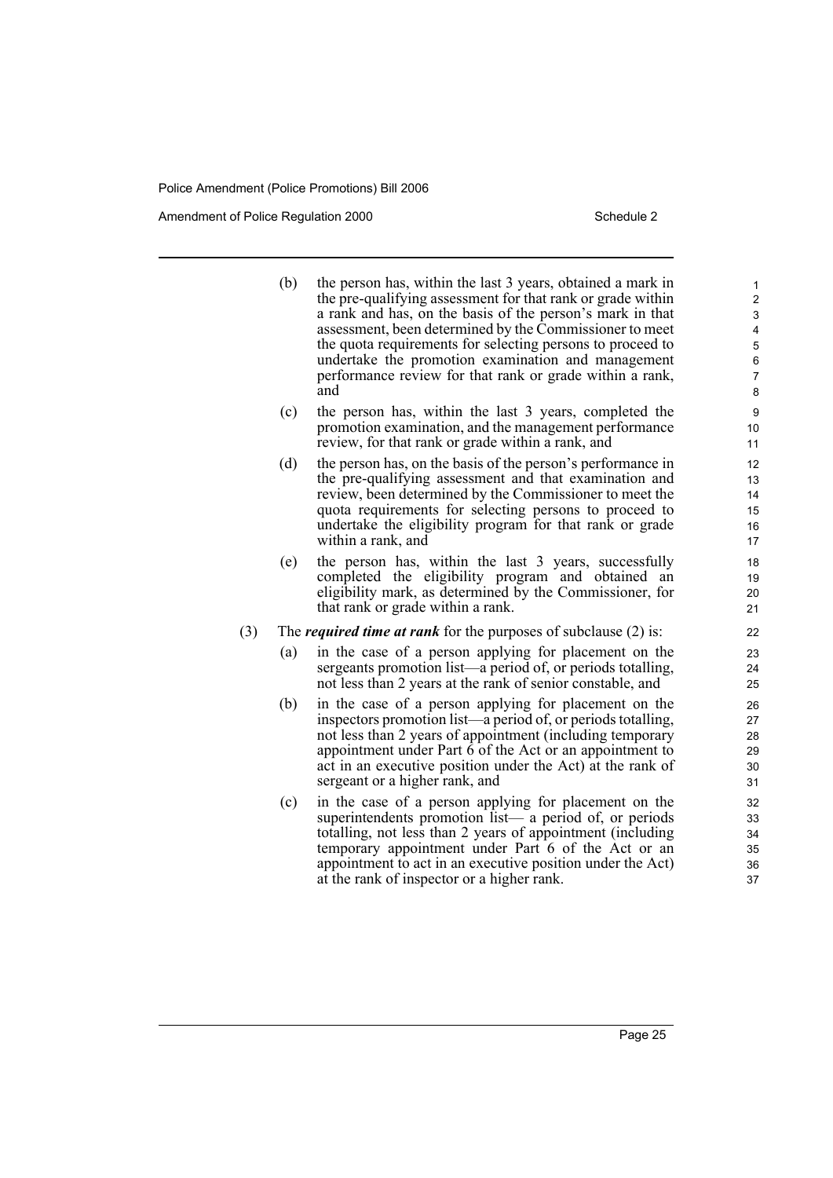(b) the person has, within the last 3 years, obtained a mark in the pre-qualifying assessment for that rank or grade within a rank and has, on the basis of the person's mark in that assessment, been determined by the Commissioner to meet the quota requirements for selecting persons to proceed to undertake the promotion examination and management performance review for that rank or grade within a rank, and

(c) the person has, within the last 3 years, completed the promotion examination, and the management performance review, for that rank or grade within a rank, and

(d) the person has, on the basis of the person's performance in the pre-qualifying assessment and that examination and review, been determined by the Commissioner to meet the quota requirements for selecting persons to proceed to undertake the eligibility program for that rank or grade within a rank, and

(e) the person has, within the last 3 years, successfully completed the eligibility program and obtained an eligibility mark, as determined by the Commissioner, for that rank or grade within a rank.

(3) The ***required time at rank*** for the purposes of subclause (2) is:

(a) in the case of a person applying for placement on the sergeants promotion list—a period of, or periods totalling, not less than 2 years at the rank of senior constable, and

(b) in the case of a person applying for placement on the inspectors promotion list—a period of, or periods totalling, not less than 2 years of appointment (including temporary appointment under Part 6 of the Act or an appointment to act in an executive position under the Act) at the rank of sergeant or a higher rank, and

(c) in the case of a person applying for placement on the superintendents promotion list— a period of, or periods totalling, not less than 2 years of appointment (including temporary appointment under Part 6 of the Act or an appointment to act in an executive position under the Act) at the rank of inspector or a higher rank.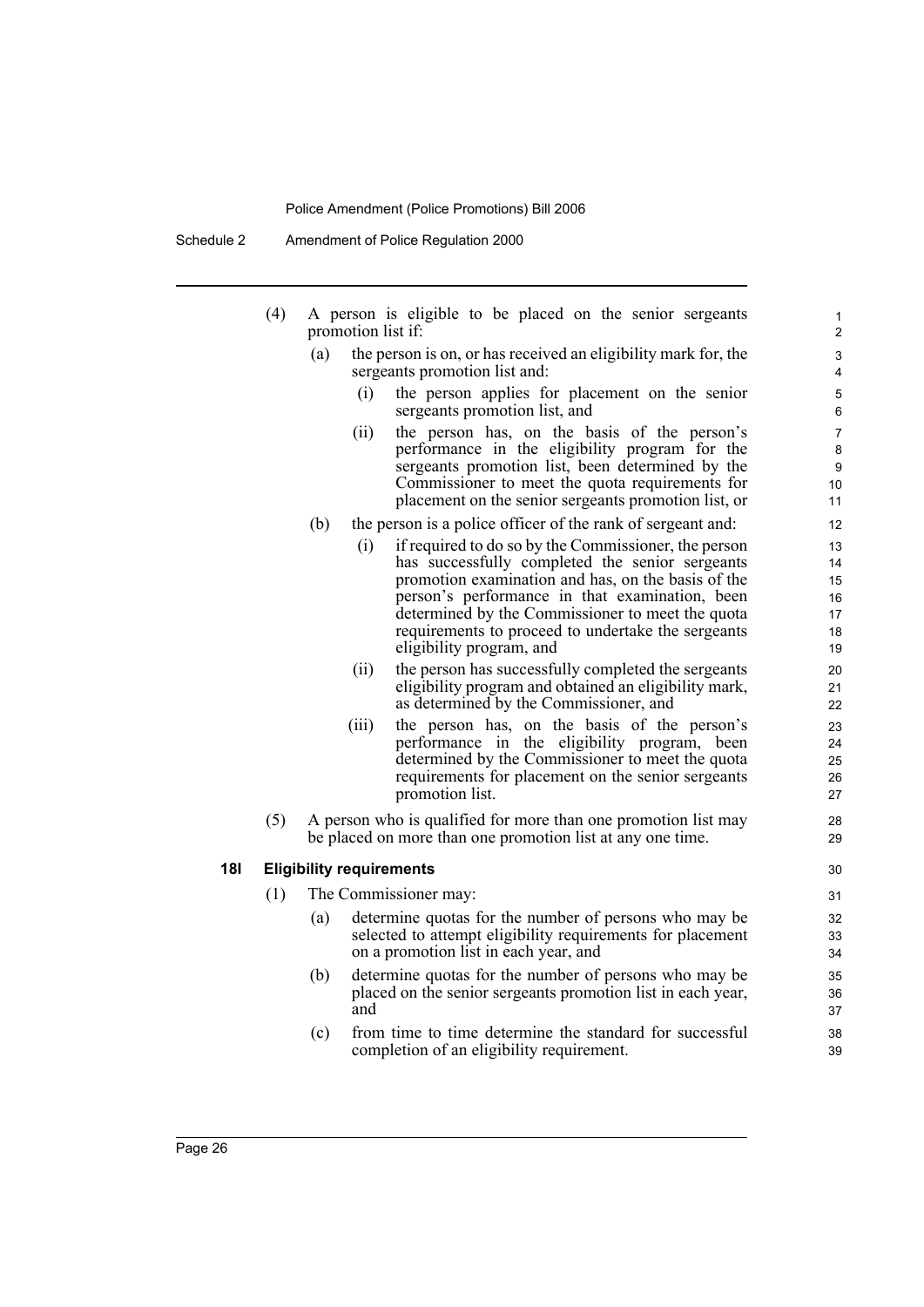(4) A person is eligible to be placed on the senior sergeants promotion list if:

(a) the person is on, or has received an eligibility mark for, the sergeants promotion list and:

(i) the person applies for placement on the senior sergeants promotion list, and

(ii) the person has, on the basis of the person's performance in the eligibility program for the sergeants promotion list, been determined by the Commissioner to meet the quota requirements for placement on the senior sergeants promotion list, or

(b) the person is a police officer of the rank of sergeant and:

(i) if required to do so by the Commissioner, the person has successfully completed the senior sergeants promotion examination and has, on the basis of the person's performance in that examination, been determined by the Commissioner to meet the quota requirements to proceed to undertake the sergeants eligibility program, and

(ii) the person has successfully completed the sergeants eligibility program and obtained an eligibility mark, as determined by the Commissioner, and

(iii) the person has, on the basis of the person's performance in the eligibility program, been determined by the Commissioner to meet the quota requirements for placement on the senior sergeants promotion list.

(5) A person who is qualified for more than one promotion list may be placed on more than one promotion list at any one time.

### 18I Eligibility requirements

(1) The Commissioner may:

(a) determine quotas for the number of persons who may be selected to attempt eligibility requirements for placement on a promotion list in each year, and

(b) determine quotas for the number of persons who may be placed on the senior sergeants promotion list in each year, and

(c) from time to time determine the standard for successful completion of an eligibility requirement.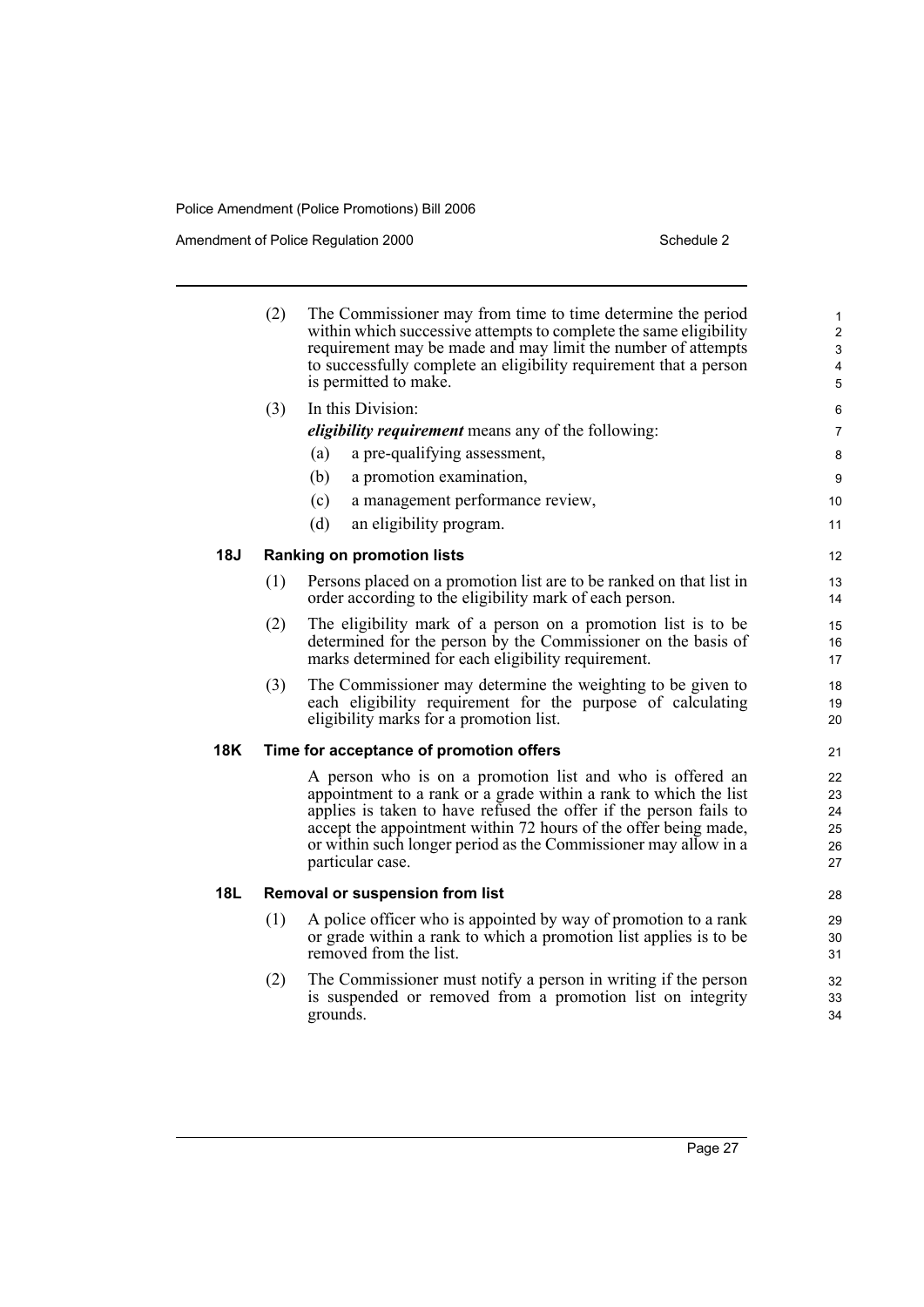(2) The Commissioner may from time to time determine the period within which successive attempts to complete the same eligibility requirement may be made and may limit the number of attempts to successfully complete an eligibility requirement that a person is permitted to make.

(3) In this Division:

***eligibility requirement*** means any of the following:

(a) a pre-qualifying assessment,

(b) a promotion examination,

(c) a management performance review,

(d) an eligibility program.

### 18J Ranking on promotion lists

(1) Persons placed on a promotion list are to be ranked on that list in order according to the eligibility mark of each person.

(2) The eligibility mark of a person on a promotion list is to be determined for the person by the Commissioner on the basis of marks determined for each eligibility requirement.

(3) The Commissioner may determine the weighting to be given to each eligibility requirement for the purpose of calculating eligibility marks for a promotion list.

### 18K Time for acceptance of promotion offers

A person who is on a promotion list and who is offered an appointment to a rank or a grade within a rank to which the list applies is taken to have refused the offer if the person fails to accept the appointment within 72 hours of the offer being made, or within such longer period as the Commissioner may allow in a particular case.

### 18L Removal or suspension from list

(1) A police officer who is appointed by way of promotion to a rank or grade within a rank to which a promotion list applies is to be removed from the list.

(2) The Commissioner must notify a person in writing if the person is suspended or removed from a promotion list on integrity grounds.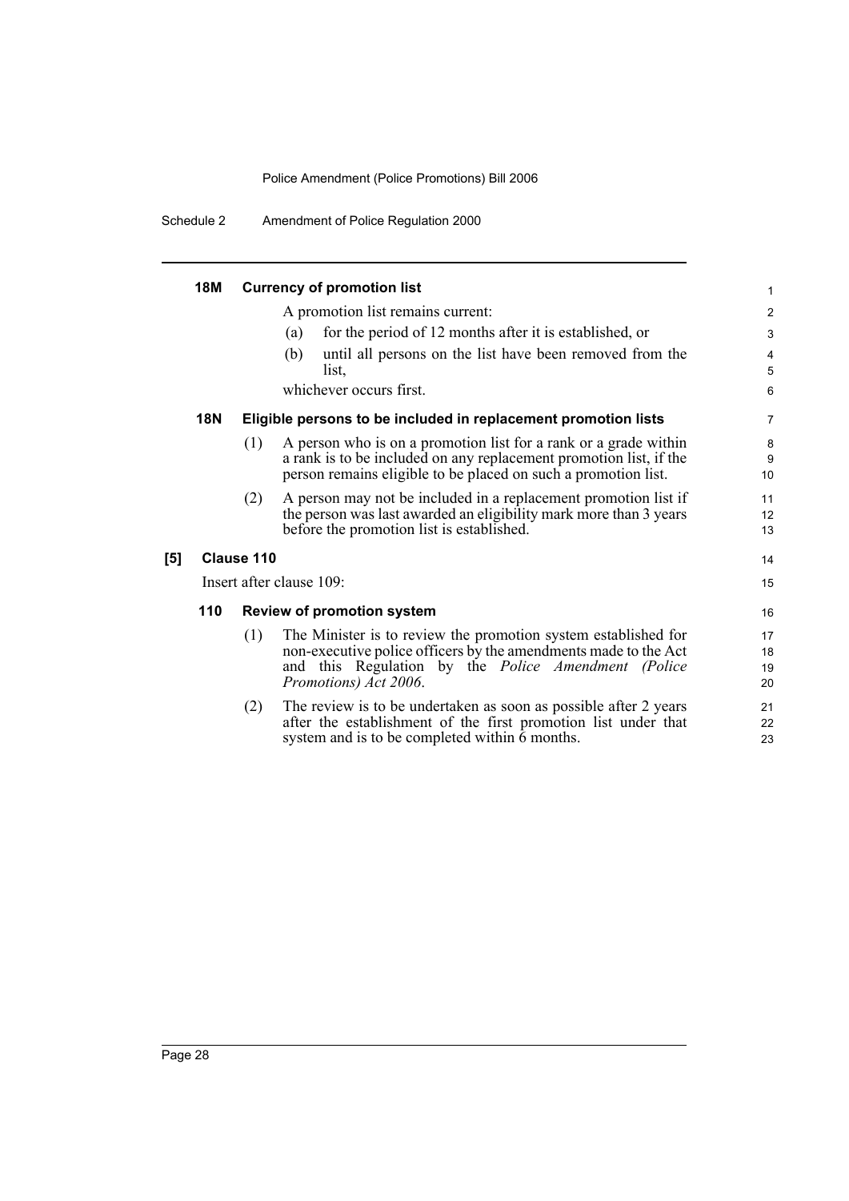#### 18M Currency of promotion list

A promotion list remains current:

(a) for the period of 12 months after it is established, or

(b) until all persons on the list have been removed from the list,

whichever occurs first.

#### 18N Eligible persons to be included in replacement promotion lists

(1) A person who is on a promotion list for a rank or a grade within a rank is to be included on any replacement promotion list, if the person remains eligible to be placed on such a promotion list.

(2) A person may not be included in a replacement promotion list if the person was last awarded an eligibility mark more than 3 years before the promotion list is established.

### [5] Clause 110

Insert after clause 109:

#### 110 Review of promotion system

(1) The Minister is to review the promotion system established for non-executive police officers by the amendments made to the Act and this Regulation by the *Police Amendment (Police Promotions) Act 2006*.

(2) The review is to be undertaken as soon as possible after 2 years after the establishment of the first promotion list under that system and is to be completed within 6 months.